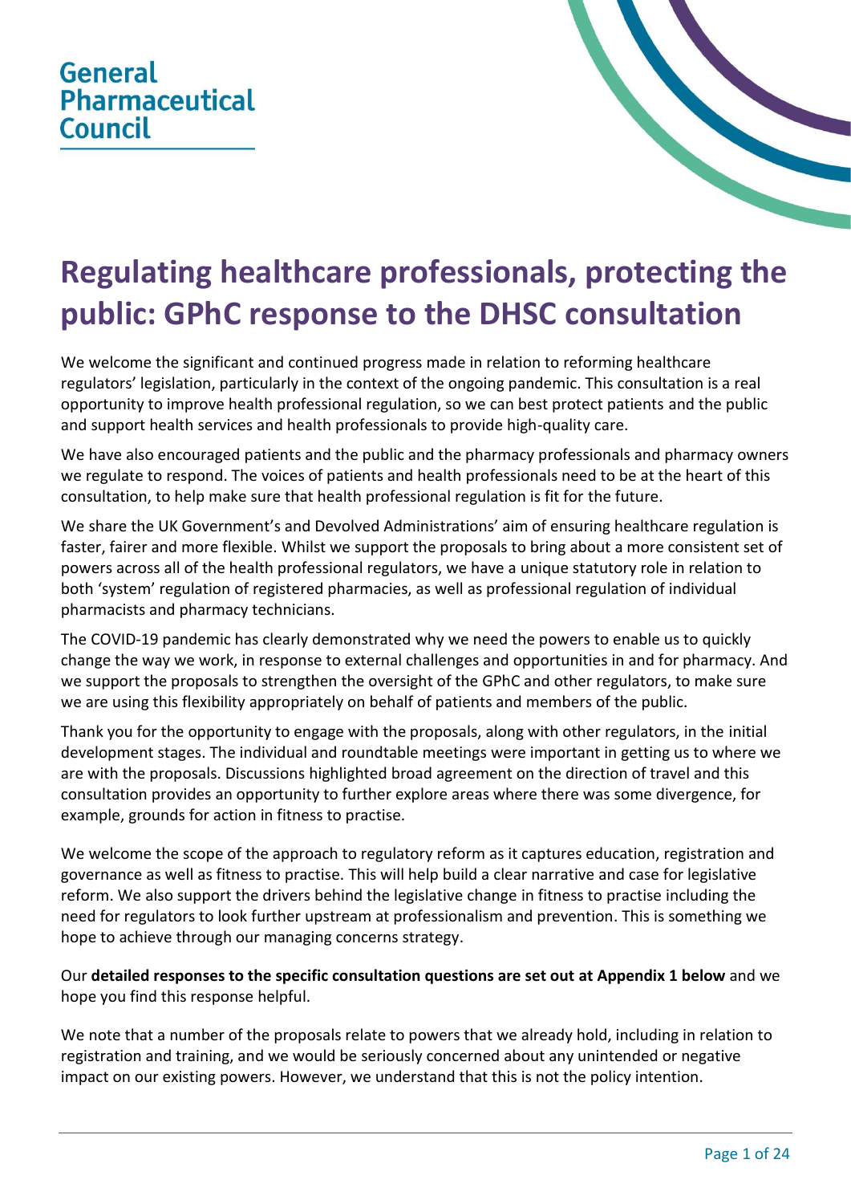General Pharmaceutical Council

# Regulating healthcare professionals, protecting the public: GPhC response to the DHSC consultation

We welcome the significant and continued progress made in relation to reforming healthcare regulators' legislation, particularly in the context of the ongoing pandemic. This consultation is a real opportunity to improve health professional regulation, so we can best protect patients and the public and support health services and health professionals to provide high-quality care.

We have also encouraged patients and the public and the pharmacy professionals and pharmacy owners we regulate to respond. The voices of patients and health professionals need to be at the heart of this consultation, to help make sure that health professional regulation is fit for the future.

We share the UK Government's and Devolved Administrations' aim of ensuring healthcare regulation is faster, fairer and more flexible. Whilst we support the proposals to bring about a more consistent set of powers across all of the health professional regulators, we have a unique statutory role in relation to both 'system' regulation of registered pharmacies, as well as professional regulation of individual pharmacists and pharmacy technicians.

The COVID-19 pandemic has clearly demonstrated why we need the powers to enable us to quickly change the way we work, in response to external challenges and opportunities in and for pharmacy. And we support the proposals to strengthen the oversight of the GPhC and other regulators, to make sure we are using this flexibility appropriately on behalf of patients and members of the public.

Thank you for the opportunity to engage with the proposals, along with other regulators, in the initial development stages. The individual and roundtable meetings were important in getting us to where we are with the proposals. Discussions highlighted broad agreement on the direction of travel and this consultation provides an opportunity to further explore areas where there was some divergence, for example, grounds for action in fitness to practise.

We welcome the scope of the approach to regulatory reform as it captures education, registration and governance as well as fitness to practise. This will help build a clear narrative and case for legislative reform. We also support the drivers behind the legislative change in fitness to practise including the need for regulators to look further upstream at professionalism and prevention. This is something we hope to achieve through our managing concerns strategy.

Our **detailed responses to the specific consultation questions are set out at Appendix 1 below** and we hope you find this response helpful.

We note that a number of the proposals relate to powers that we already hold, including in relation to registration and training, and we would be seriously concerned about any unintended or negative impact on our existing powers. However, we understand that this is not the policy intention.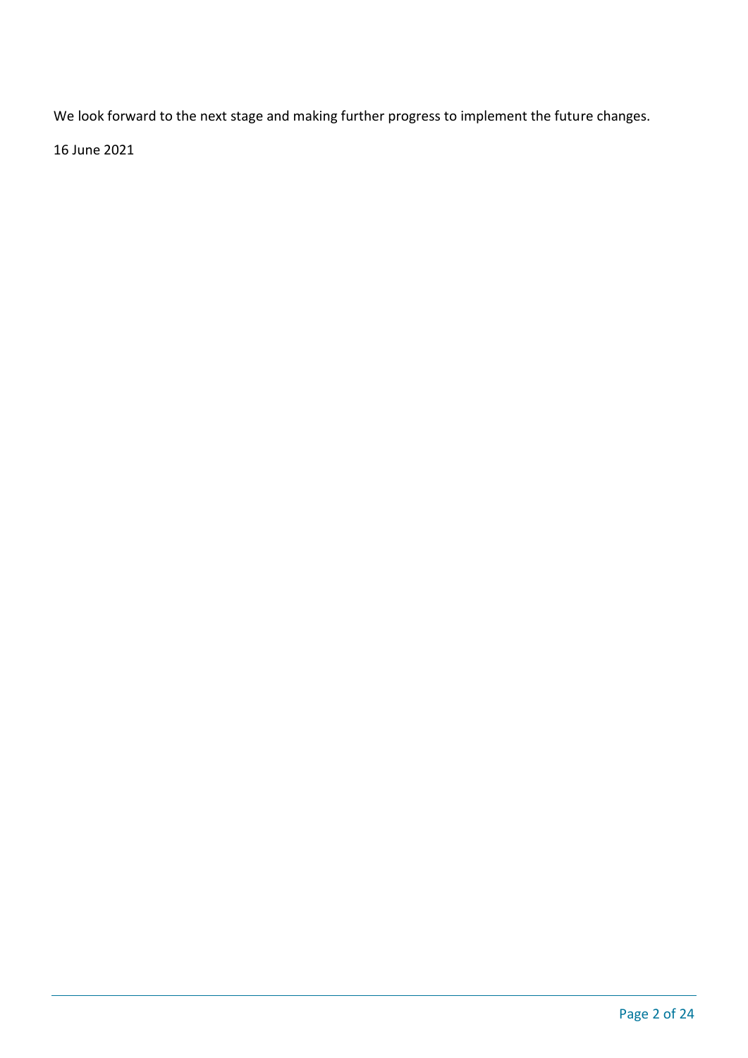We look forward to the next stage and making further progress to implement the future changes.

16 June 2021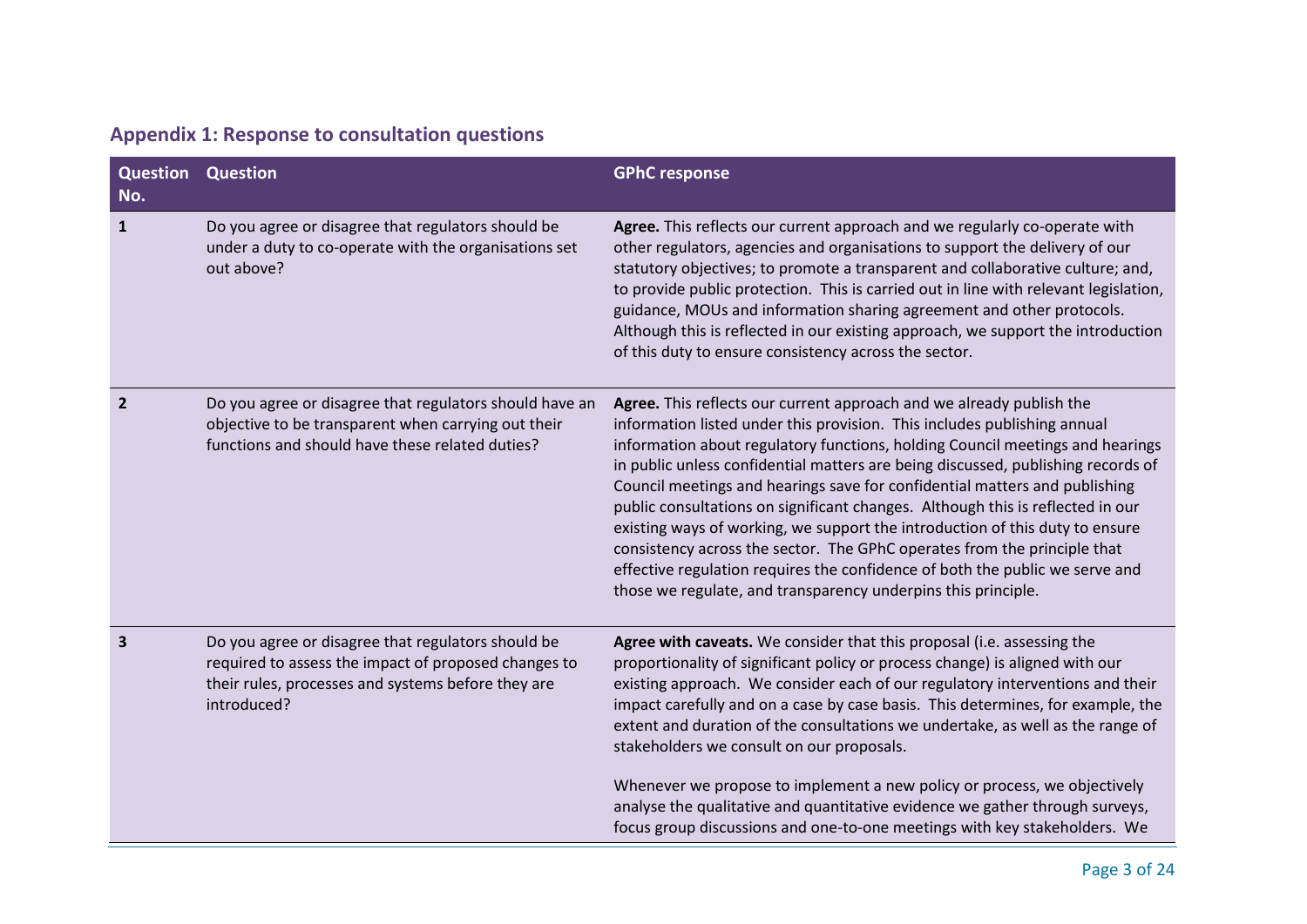## Appendix 1: Response to consultation questions

| Question No. | Question | GPhC response |
|---|---|---|
| 1 | Do you agree or disagree that regulators should be under a duty to co-operate with the organisations set out above? | **Agree.** This reflects our current approach and we regularly co-operate with other regulators, agencies and organisations to support the delivery of our statutory objectives; to promote a transparent and collaborative culture; and, to provide public protection. This is carried out in line with relevant legislation, guidance, MOUs and information sharing agreement and other protocols. Although this is reflected in our existing approach, we support the introduction of this duty to ensure consistency across the sector. |
| 2 | Do you agree or disagree that regulators should have an objective to be transparent when carrying out their functions and should have these related duties? | **Agree.** This reflects our current approach and we already publish the information listed under this provision. This includes publishing annual information about regulatory functions, holding Council meetings and hearings in public unless confidential matters are being discussed, publishing records of Council meetings and hearings save for confidential matters and publishing public consultations on significant changes. Although this is reflected in our existing ways of working, we support the introduction of this duty to ensure consistency across the sector. The GPhC operates from the principle that effective regulation requires the confidence of both the public we serve and those we regulate, and transparency underpins this principle. |
| 3 | Do you agree or disagree that regulators should be required to assess the impact of proposed changes to their rules, processes and systems before they are introduced? | **Agree with caveats.** We consider that this proposal (i.e. assessing the proportionality of significant policy or process change) is aligned with our existing approach. We consider each of our regulatory interventions and their impact carefully and on a case by case basis. This determines, for example, the extent and duration of the consultations we undertake, as well as the range of stakeholders we consult on our proposals.<br><br>Whenever we propose to implement a new policy or process, we objectively analyse the qualitative and quantitative evidence we gather through surveys, focus group discussions and one-to-one meetings with key stakeholders. We |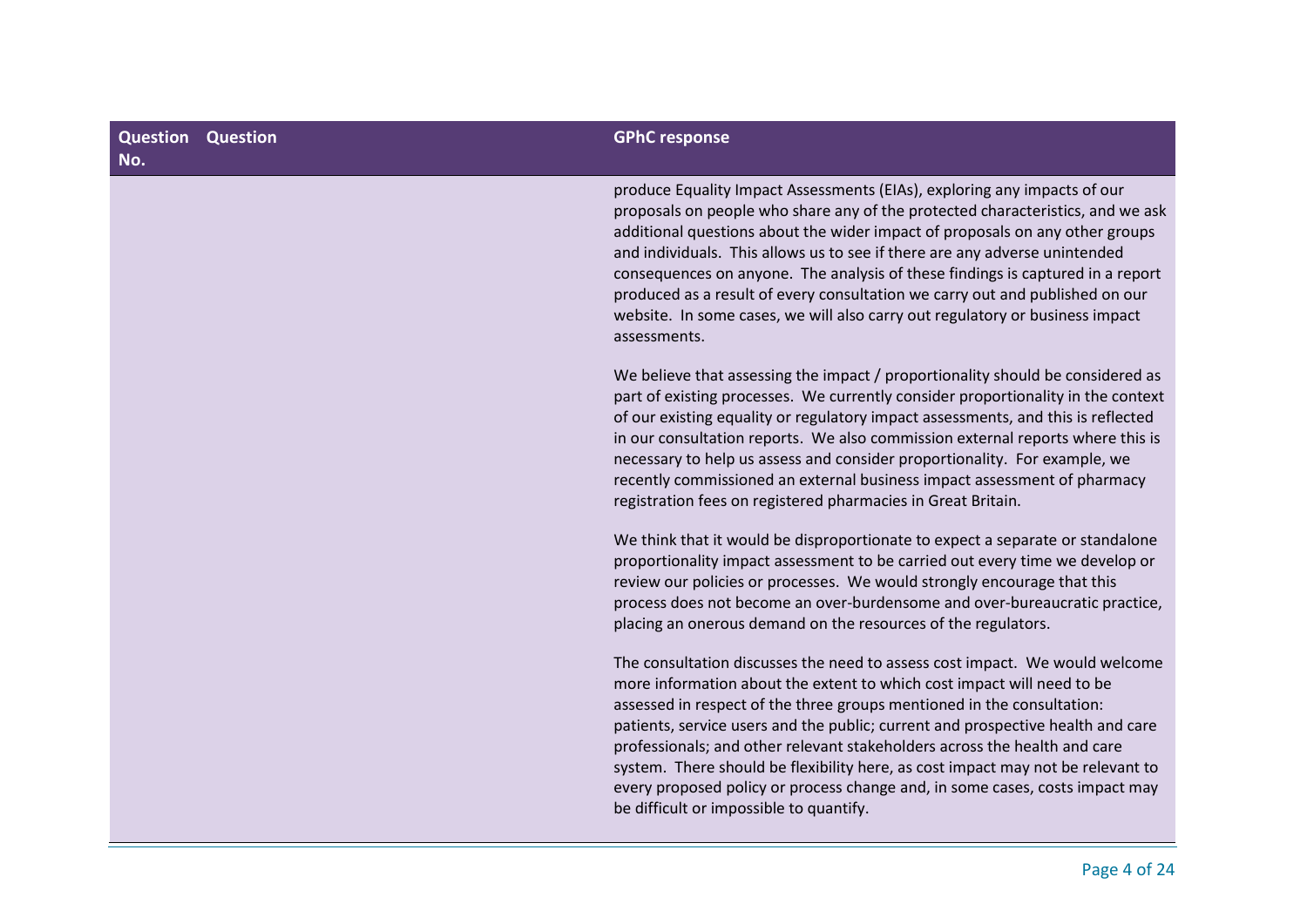| Question No. | Question | GPhC response |
| --- | --- | --- |
| | | produce Equality Impact Assessments (EIAs), exploring any impacts of our proposals on people who share any of the protected characteristics, and we ask additional questions about the wider impact of proposals on any other groups and individuals. This allows us to see if there are any adverse unintended consequences on anyone. The analysis of these findings is captured in a report produced as a result of every consultation we carry out and published on our website. In some cases, we will also carry out regulatory or business impact assessments.<br><br>We believe that assessing the impact / proportionality should be considered as part of existing processes. We currently consider proportionality in the context of our existing equality or regulatory impact assessments, and this is reflected in our consultation reports. We also commission external reports where this is necessary to help us assess and consider proportionality. For example, we recently commissioned an external business impact assessment of pharmacy registration fees on registered pharmacies in Great Britain.<br><br>We think that it would be disproportionate to expect a separate or standalone proportionality impact assessment to be carried out every time we develop or review our policies or processes. We would strongly encourage that this process does not become an over-burdensome and over-bureaucratic practice, placing an onerous demand on the resources of the regulators.<br><br>The consultation discusses the need to assess cost impact. We would welcome more information about the extent to which cost impact will need to be assessed in respect of the three groups mentioned in the consultation: patients, service users and the public; current and prospective health and care professionals; and other relevant stakeholders across the health and care system. There should be flexibility here, as cost impact may not be relevant to every proposed policy or process change and, in some cases, costs impact may be difficult or impossible to quantify. |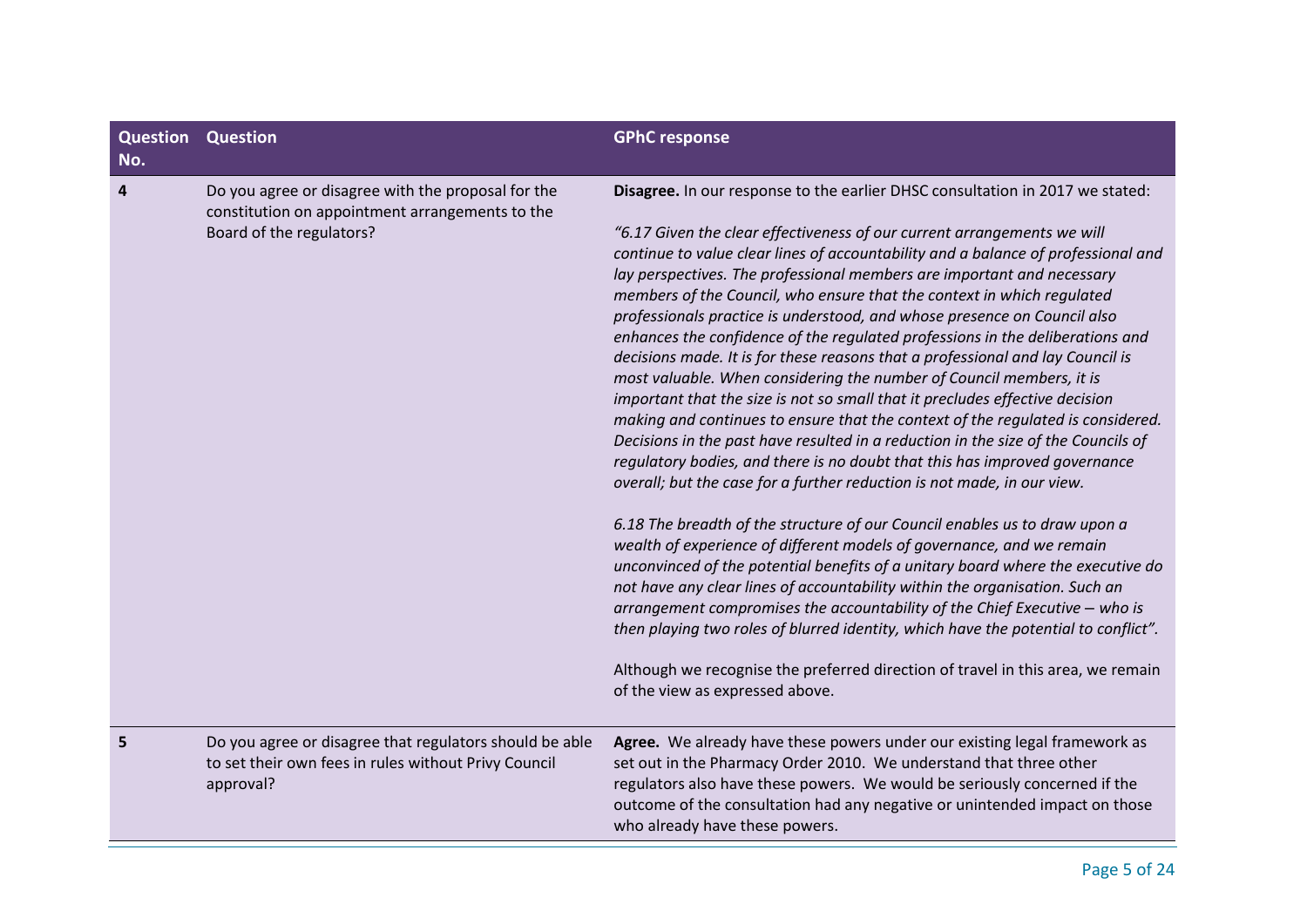| Question No. | Question | GPhC response |
|---|---|---|
| 4 | Do you agree or disagree with the proposal for the constitution on appointment arrangements to the Board of the regulators? | **Disagree.** In our response to the earlier DHSC consultation in 2017 we stated:<br><br>*"6.17 Given the clear effectiveness of our current arrangements we will continue to value clear lines of accountability and a balance of professional and lay perspectives. The professional members are important and necessary members of the Council, who ensure that the context in which regulated professionals practice is understood, and whose presence on Council also enhances the confidence of the regulated professions in the deliberations and decisions made. It is for these reasons that a professional and lay Council is most valuable. When considering the number of Council members, it is important that the size is not so small that it precludes effective decision making and continues to ensure that the context of the regulated is considered. Decisions in the past have resulted in a reduction in the size of the Councils of regulatory bodies, and there is no doubt that this has improved governance overall; but the case for a further reduction is not made, in our view.*<br><br>*6.18 The breadth of the structure of our Council enables us to draw upon a wealth of experience of different models of governance, and we remain unconvinced of the potential benefits of a unitary board where the executive do not have any clear lines of accountability within the organisation. Such an arrangement compromises the accountability of the Chief Executive – who is then playing two roles of blurred identity, which have the potential to conflict".*<br><br>Although we recognise the preferred direction of travel in this area, we remain of the view as expressed above. |
| 5 | Do you agree or disagree that regulators should be able to set their own fees in rules without Privy Council approval? | **Agree.** We already have these powers under our existing legal framework as set out in the Pharmacy Order 2010. We understand that three other regulators also have these powers. We would be seriously concerned if the outcome of the consultation had any negative or unintended impact on those who already have these powers. |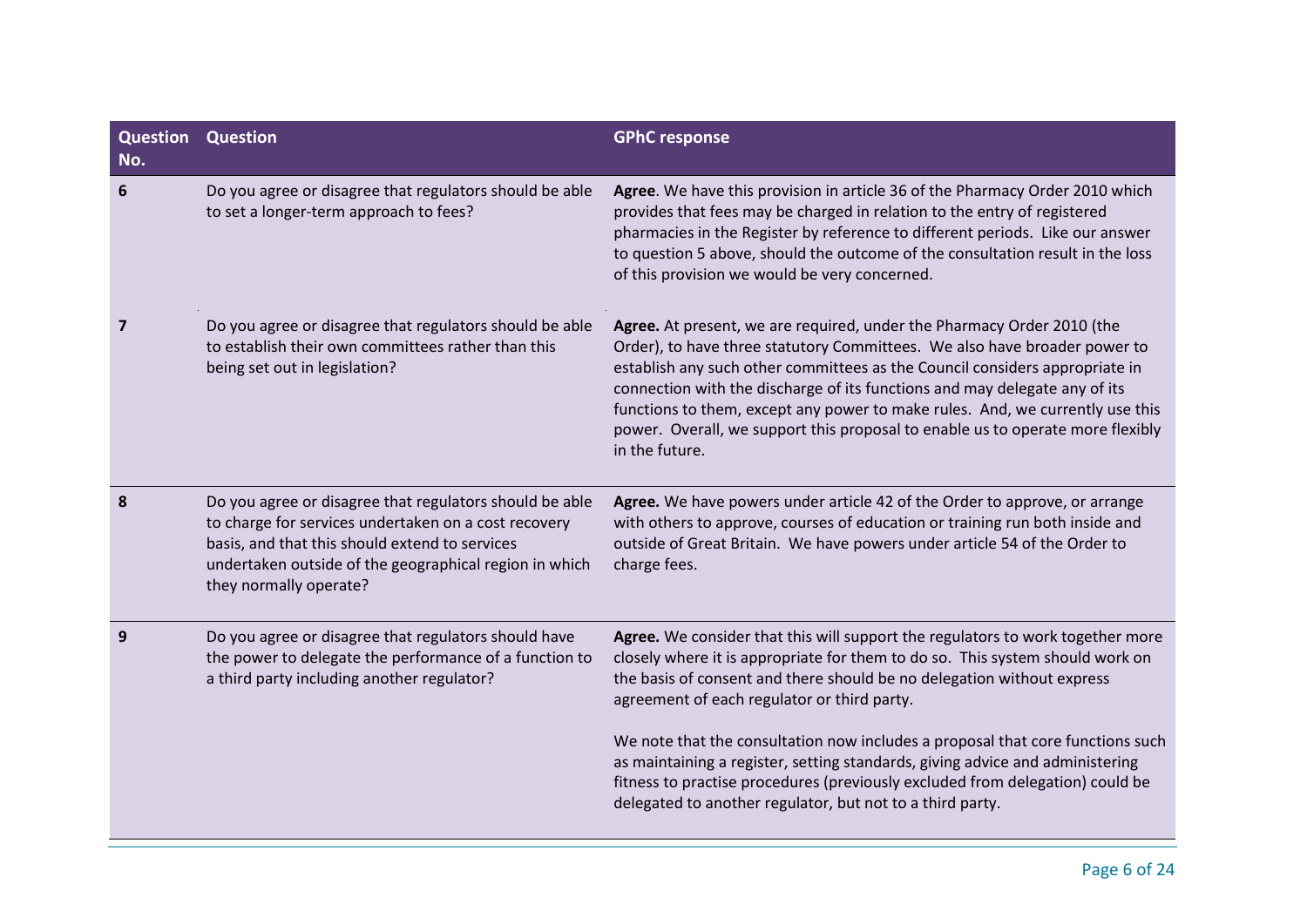| Question No. | Question | GPhC response |
|---|---|---|
| **6** | Do you agree or disagree that regulators should be able to set a longer-term approach to fees? | **Agree**. We have this provision in article 36 of the Pharmacy Order 2010 which provides that fees may be charged in relation to the entry of registered pharmacies in the Register by reference to different periods. Like our answer to question 5 above, should the outcome of the consultation result in the loss of this provision we would be very concerned. |
| **7** | Do you agree or disagree that regulators should be able to establish their own committees rather than this being set out in legislation? | **Agree.** At present, we are required, under the Pharmacy Order 2010 (the Order), to have three statutory Committees. We also have broader power to establish any such other committees as the Council considers appropriate in connection with the discharge of its functions and may delegate any of its functions to them, except any power to make rules. And, we currently use this power. Overall, we support this proposal to enable us to operate more flexibly in the future. |
| **8** | Do you agree or disagree that regulators should be able to charge for services undertaken on a cost recovery basis, and that this should extend to services undertaken outside of the geographical region in which they normally operate? | **Agree.** We have powers under article 42 of the Order to approve, or arrange with others to approve, courses of education or training run both inside and outside of Great Britain. We have powers under article 54 of the Order to charge fees. |
| **9** | Do you agree or disagree that regulators should have the power to delegate the performance of a function to a third party including another regulator? | **Agree.** We consider that this will support the regulators to work together more closely where it is appropriate for them to do so. This system should work on the basis of consent and there should be no delegation without express agreement of each regulator or third party.<br><br>We note that the consultation now includes a proposal that core functions such as maintaining a register, setting standards, giving advice and administering fitness to practise procedures (previously excluded from delegation) could be delegated to another regulator, but not to a third party. |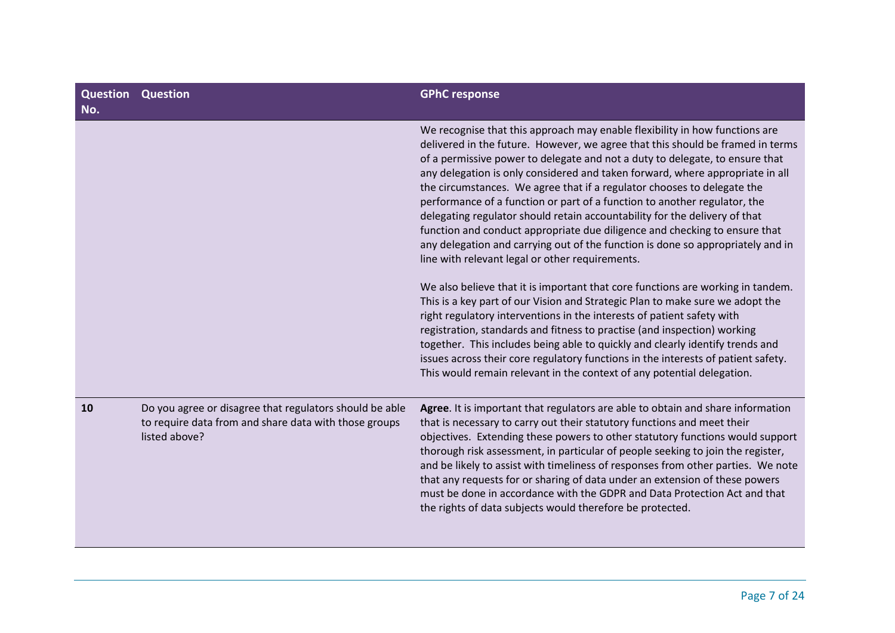| Question No. | Question | GPhC response |
| --- | --- | --- |
| | | We recognise that this approach may enable flexibility in how functions are delivered in the future. However, we agree that this should be framed in terms of a permissive power to delegate and not a duty to delegate, to ensure that any delegation is only considered and taken forward, where appropriate in all the circumstances. We agree that if a regulator chooses to delegate the performance of a function or part of a function to another regulator, the delegating regulator should retain accountability for the delivery of that function and conduct appropriate due diligence and checking to ensure that any delegation and carrying out of the function is done so appropriately and in line with relevant legal or other requirements.<br><br>We also believe that it is important that core functions are working in tandem. This is a key part of our Vision and Strategic Plan to make sure we adopt the right regulatory interventions in the interests of patient safety with registration, standards and fitness to practise (and inspection) working together. This includes being able to quickly and clearly identify trends and issues across their core regulatory functions in the interests of patient safety. This would remain relevant in the context of any potential delegation. |
| 10 | Do you agree or disagree that regulators should be able to require data from and share data with those groups listed above? | **Agree**. It is important that regulators are able to obtain and share information that is necessary to carry out their statutory functions and meet their objectives. Extending these powers to other statutory functions would support thorough risk assessment, in particular of people seeking to join the register, and be likely to assist with timeliness of responses from other parties. We note that any requests for or sharing of data under an extension of these powers must be done in accordance with the GDPR and Data Protection Act and that the rights of data subjects would therefore be protected. |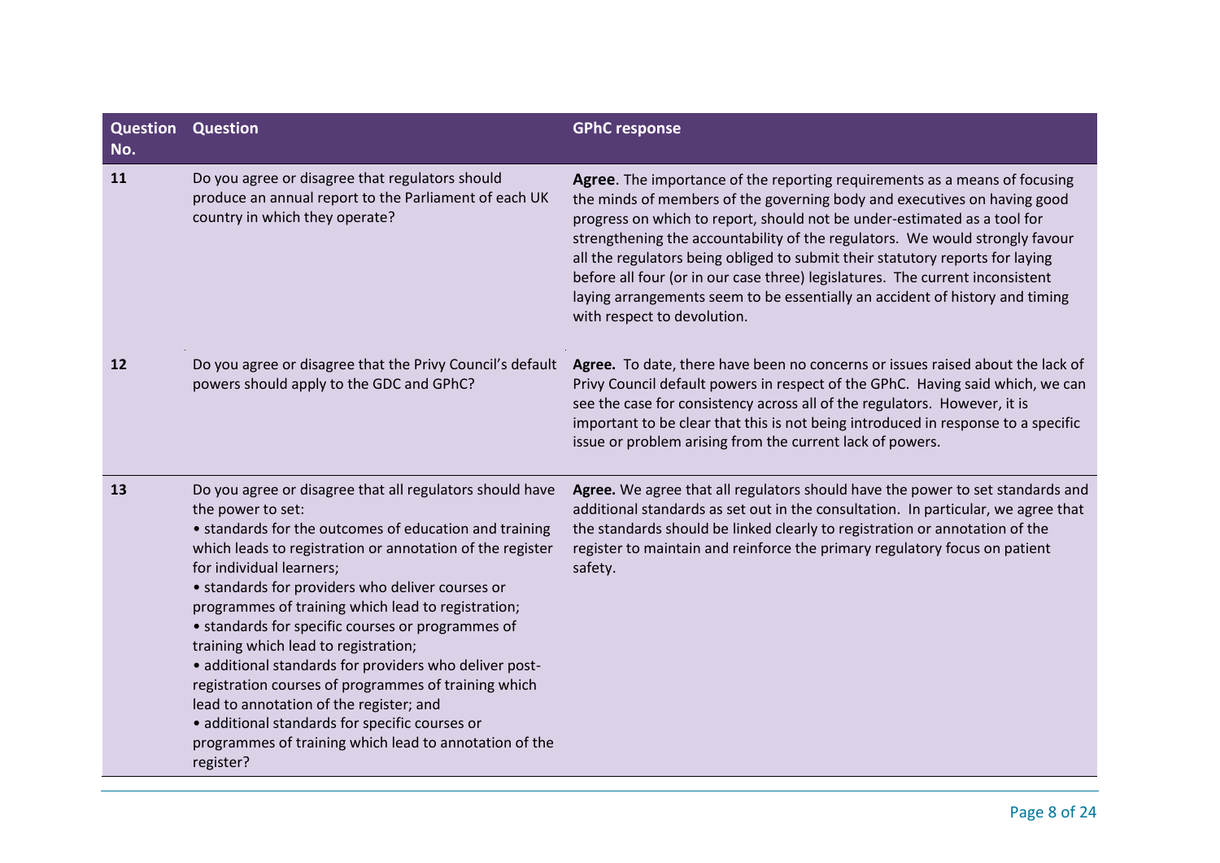| Question No. | Question | GPhC response |
|---|---|---|
| 11 | Do you agree or disagree that regulators should produce an annual report to the Parliament of each UK country in which they operate? | **Agree**. The importance of the reporting requirements as a means of focusing the minds of members of the governing body and executives on having good progress on which to report, should not be under-estimated as a tool for strengthening the accountability of the regulators. We would strongly favour all the regulators being obliged to submit their statutory reports for laying before all four (or in our case three) legislatures. The current inconsistent laying arrangements seem to be essentially an accident of history and timing with respect to devolution. |
| 12 | Do you agree or disagree that the Privy Council's default powers should apply to the GDC and GPhC? | **Agree.** To date, there have been no concerns or issues raised about the lack of Privy Council default powers in respect of the GPhC. Having said which, we can see the case for consistency across all of the regulators. However, it is important to be clear that this is not being introduced in response to a specific issue or problem arising from the current lack of powers. |
| 13 | Do you agree or disagree that all regulators should have the power to set:<br>• standards for the outcomes of education and training which leads to registration or annotation of the register for individual learners;<br>• standards for providers who deliver courses or programmes of training which lead to registration;<br>• standards for specific courses or programmes of training which lead to registration;<br>• additional standards for providers who deliver post-registration courses of programmes of training which lead to annotation of the register; and<br>• additional standards for specific courses or programmes of training which lead to annotation of the register? | **Agree.** We agree that all regulators should have the power to set standards and additional standards as set out in the consultation. In particular, we agree that the standards should be linked clearly to registration or annotation of the register to maintain and reinforce the primary regulatory focus on patient safety. |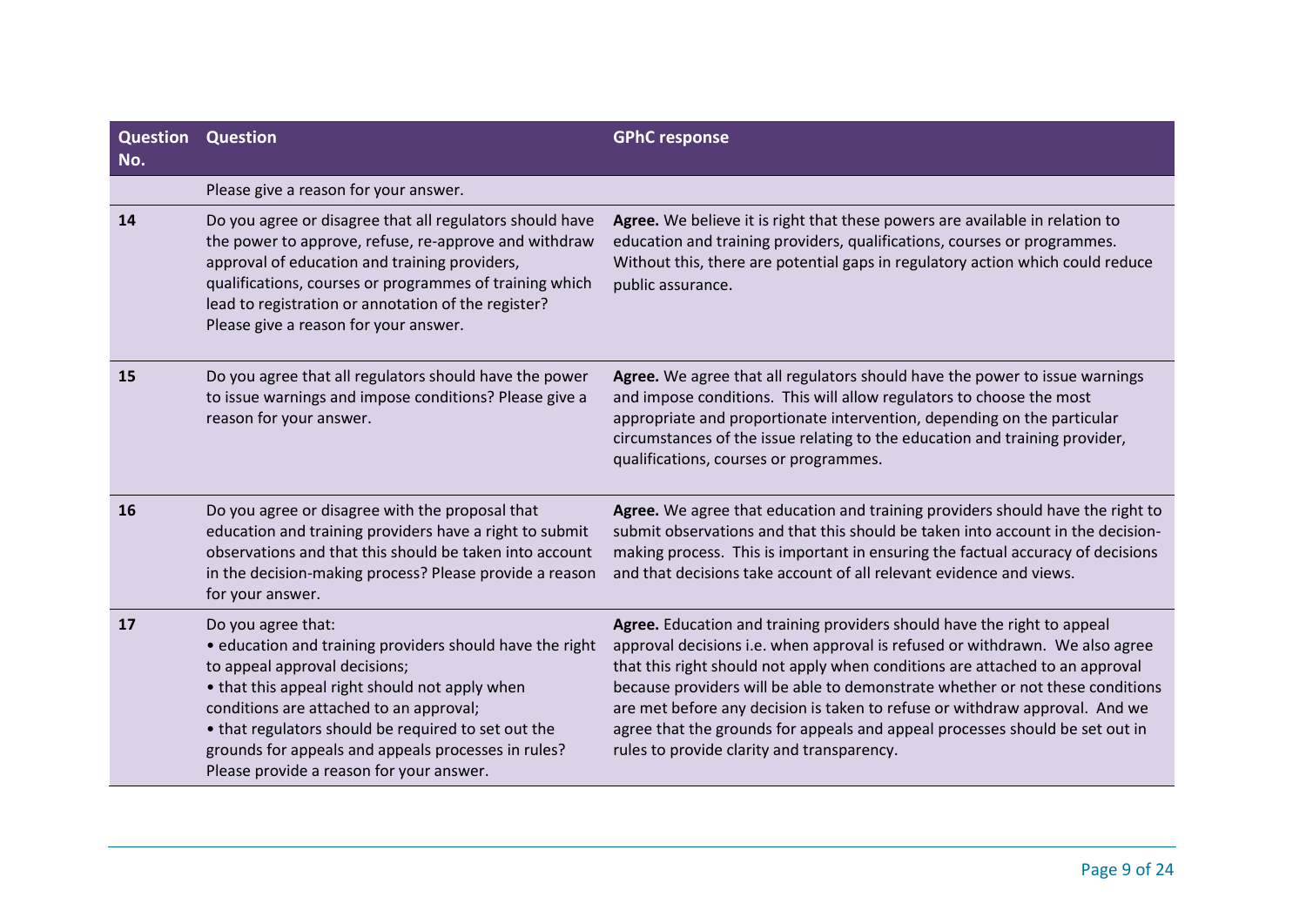| Question No. | Question | GPhC response |
|---|---|---|
| | Please give a reason for your answer. | |
| **14** | Do you agree or disagree that all regulators should have the power to approve, refuse, re-approve and withdraw approval of education and training providers, qualifications, courses or programmes of training which lead to registration or annotation of the register? Please give a reason for your answer. | **Agree.** We believe it is right that these powers are available in relation to education and training providers, qualifications, courses or programmes. Without this, there are potential gaps in regulatory action which could reduce public assurance. |
| **15** | Do you agree that all regulators should have the power to issue warnings and impose conditions? Please give a reason for your answer. | **Agree.** We agree that all regulators should have the power to issue warnings and impose conditions. This will allow regulators to choose the most appropriate and proportionate intervention, depending on the particular circumstances of the issue relating to the education and training provider, qualifications, courses or programmes. |
| **16** | Do you agree or disagree with the proposal that education and training providers have a right to submit observations and that this should be taken into account in the decision-making process? Please provide a reason for your answer. | **Agree.** We agree that education and training providers should have the right to submit observations and that this should be taken into account in the decision-making process. This is important in ensuring the factual accuracy of decisions and that decisions take account of all relevant evidence and views. |
| **17** | Do you agree that:<br>• education and training providers should have the right to appeal approval decisions;<br>• that this appeal right should not apply when conditions are attached to an approval;<br>• that regulators should be required to set out the grounds for appeals and appeals processes in rules?<br>Please provide a reason for your answer. | **Agree.** Education and training providers should have the right to appeal approval decisions i.e. when approval is refused or withdrawn. We also agree that this right should not apply when conditions are attached to an approval because providers will be able to demonstrate whether or not these conditions are met before any decision is taken to refuse or withdraw approval. And we agree that the grounds for appeals and appeal processes should be set out in rules to provide clarity and transparency. |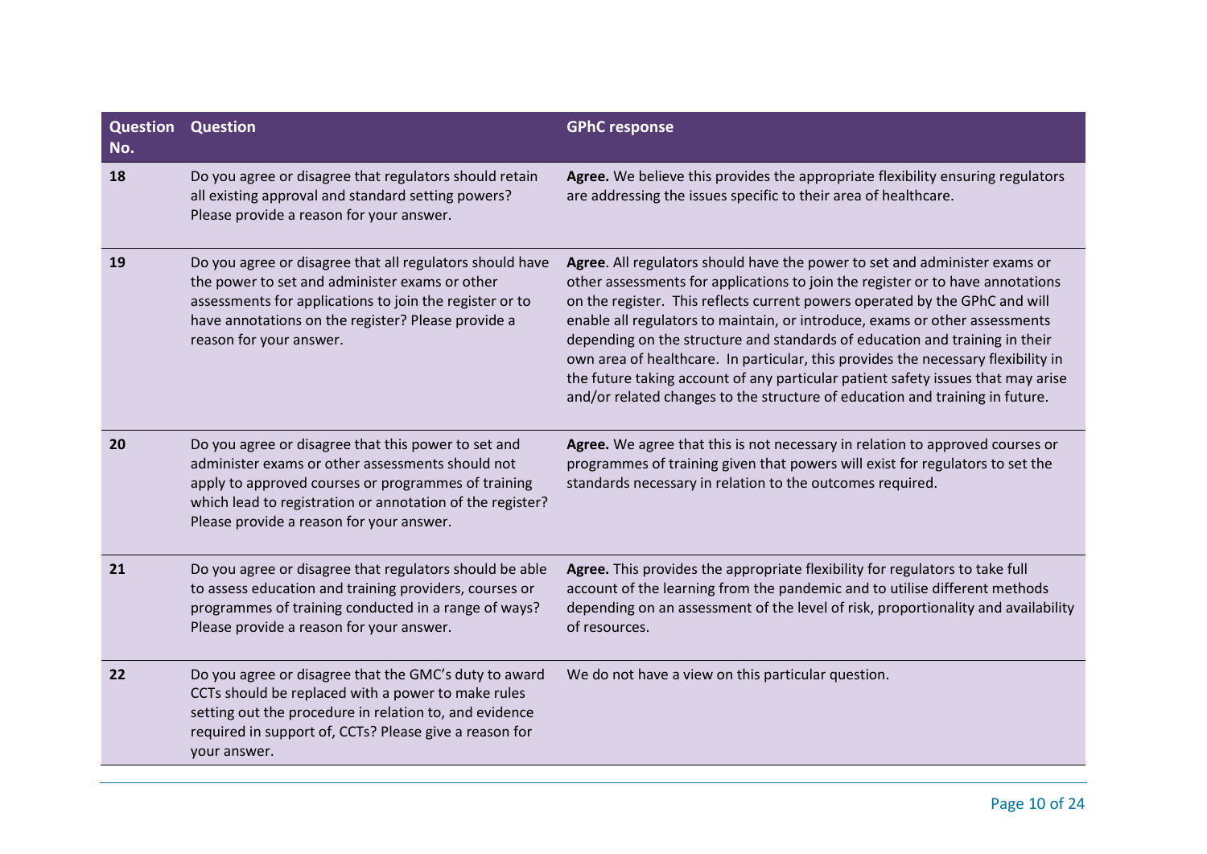| Question No. | Question | GPhC response |
|---|---|---|
| 18 | Do you agree or disagree that regulators should retain all existing approval and standard setting powers? Please provide a reason for your answer. | **Agree.** We believe this provides the appropriate flexibility ensuring regulators are addressing the issues specific to their area of healthcare. |
| 19 | Do you agree or disagree that all regulators should have the power to set and administer exams or other assessments for applications to join the register or to have annotations on the register? Please provide a reason for your answer. | **Agree**. All regulators should have the power to set and administer exams or other assessments for applications to join the register or to have annotations on the register. This reflects current powers operated by the GPhC and will enable all regulators to maintain, or introduce, exams or other assessments depending on the structure and standards of education and training in their own area of healthcare. In particular, this provides the necessary flexibility in the future taking account of any particular patient safety issues that may arise and/or related changes to the structure of education and training in future. |
| 20 | Do you agree or disagree that this power to set and administer exams or other assessments should not apply to approved courses or programmes of training which lead to registration or annotation of the register? Please provide a reason for your answer. | **Agree.** We agree that this is not necessary in relation to approved courses or programmes of training given that powers will exist for regulators to set the standards necessary in relation to the outcomes required. |
| 21 | Do you agree or disagree that regulators should be able to assess education and training providers, courses or programmes of training conducted in a range of ways? Please provide a reason for your answer. | **Agree.** This provides the appropriate flexibility for regulators to take full account of the learning from the pandemic and to utilise different methods depending on an assessment of the level of risk, proportionality and availability of resources. |
| 22 | Do you agree or disagree that the GMC's duty to award CCTs should be replaced with a power to make rules setting out the procedure in relation to, and evidence required in support of, CCTs? Please give a reason for your answer. | We do not have a view on this particular question. |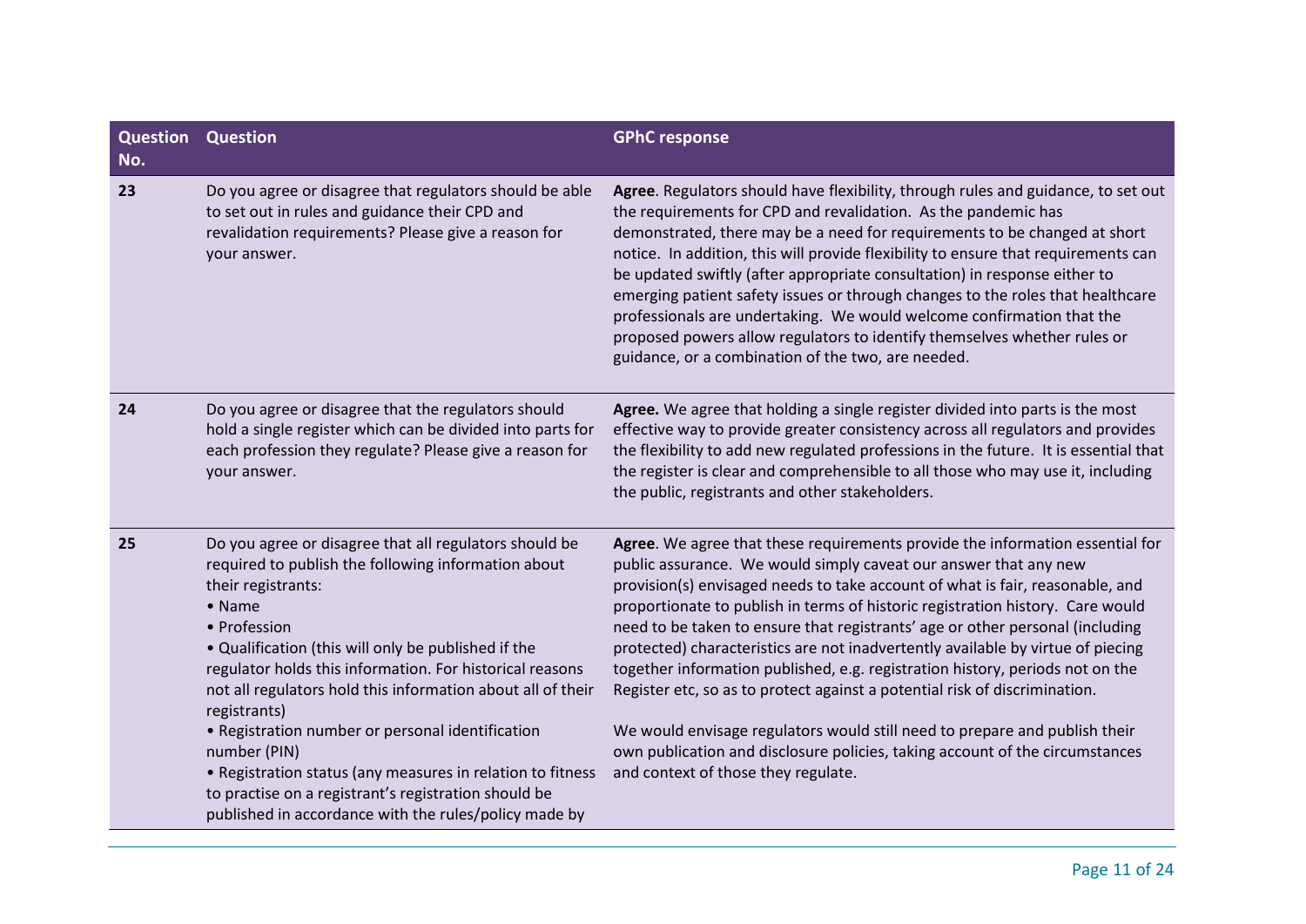| Question No. | Question | GPhC response |
|---|---|---|
| 23 | Do you agree or disagree that regulators should be able to set out in rules and guidance their CPD and revalidation requirements? Please give a reason for your answer. | **Agree**. Regulators should have flexibility, through rules and guidance, to set out the requirements for CPD and revalidation. As the pandemic has demonstrated, there may be a need for requirements to be changed at short notice. In addition, this will provide flexibility to ensure that requirements can be updated swiftly (after appropriate consultation) in response either to emerging patient safety issues or through changes to the roles that healthcare professionals are undertaking. We would welcome confirmation that the proposed powers allow regulators to identify themselves whether rules or guidance, or a combination of the two, are needed. |
| 24 | Do you agree or disagree that the regulators should hold a single register which can be divided into parts for each profession they regulate? Please give a reason for your answer. | **Agree.** We agree that holding a single register divided into parts is the most effective way to provide greater consistency across all regulators and provides the flexibility to add new regulated professions in the future. It is essential that the register is clear and comprehensible to all those who may use it, including the public, registrants and other stakeholders. |
| 25 | Do you agree or disagree that all regulators should be required to publish the following information about their registrants:<br>• Name<br>• Profession<br>• Qualification (this will only be published if the regulator holds this information. For historical reasons not all regulators hold this information about all of their registrants)<br>• Registration number or personal identification number (PIN)<br>• Registration status (any measures in relation to fitness to practise on a registrant's registration should be published in accordance with the rules/policy made by | **Agree**. We agree that these requirements provide the information essential for public assurance. We would simply caveat our answer that any new provision(s) envisaged needs to take account of what is fair, reasonable, and proportionate to publish in terms of historic registration history. Care would need to be taken to ensure that registrants' age or other personal (including protected) characteristics are not inadvertently available by virtue of piecing together information published, e.g. registration history, periods not on the Register etc, so as to protect against a potential risk of discrimination.<br><br>We would envisage regulators would still need to prepare and publish their own publication and disclosure policies, taking account of the circumstances and context of those they regulate. |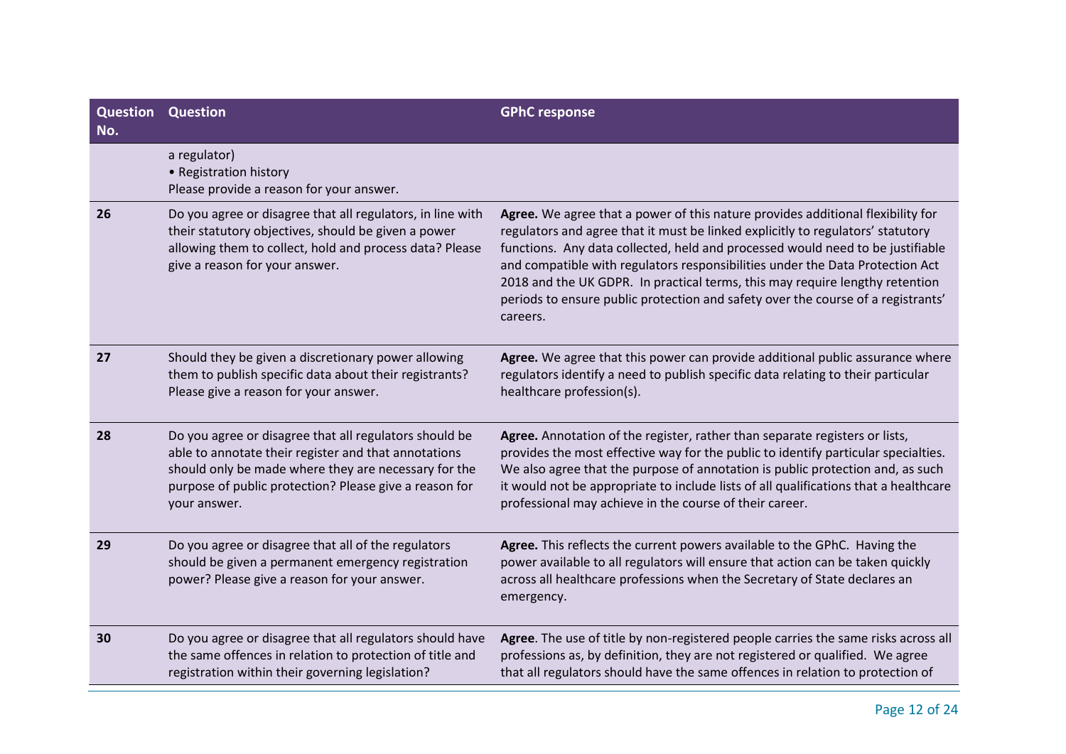| Question No. | Question | GPhC response |
|---|---|---|
| | a regulator)<br>• Registration history<br>Please provide a reason for your answer. | |
| 26 | Do you agree or disagree that all regulators, in line with their statutory objectives, should be given a power allowing them to collect, hold and process data? Please give a reason for your answer. | **Agree.** We agree that a power of this nature provides additional flexibility for regulators and agree that it must be linked explicitly to regulators' statutory functions. Any data collected, held and processed would need to be justifiable and compatible with regulators responsibilities under the Data Protection Act 2018 and the UK GDPR. In practical terms, this may require lengthy retention periods to ensure public protection and safety over the course of a registrants' careers. |
| 27 | Should they be given a discretionary power allowing them to publish specific data about their registrants? Please give a reason for your answer. | **Agree.** We agree that this power can provide additional public assurance where regulators identify a need to publish specific data relating to their particular healthcare profession(s). |
| 28 | Do you agree or disagree that all regulators should be able to annotate their register and that annotations should only be made where they are necessary for the purpose of public protection? Please give a reason for your answer. | **Agree.** Annotation of the register, rather than separate registers or lists, provides the most effective way for the public to identify particular specialties. We also agree that the purpose of annotation is public protection and, as such it would not be appropriate to include lists of all qualifications that a healthcare professional may achieve in the course of their career. |
| 29 | Do you agree or disagree that all of the regulators should be given a permanent emergency registration power? Please give a reason for your answer. | **Agree.** This reflects the current powers available to the GPhC. Having the power available to all regulators will ensure that action can be taken quickly across all healthcare professions when the Secretary of State declares an emergency. |
| 30 | Do you agree or disagree that all regulators should have the same offences in relation to protection of title and registration within their governing legislation? | **Agree**. The use of title by non-registered people carries the same risks across all professions as, by definition, they are not registered or qualified. We agree that all regulators should have the same offences in relation to protection of |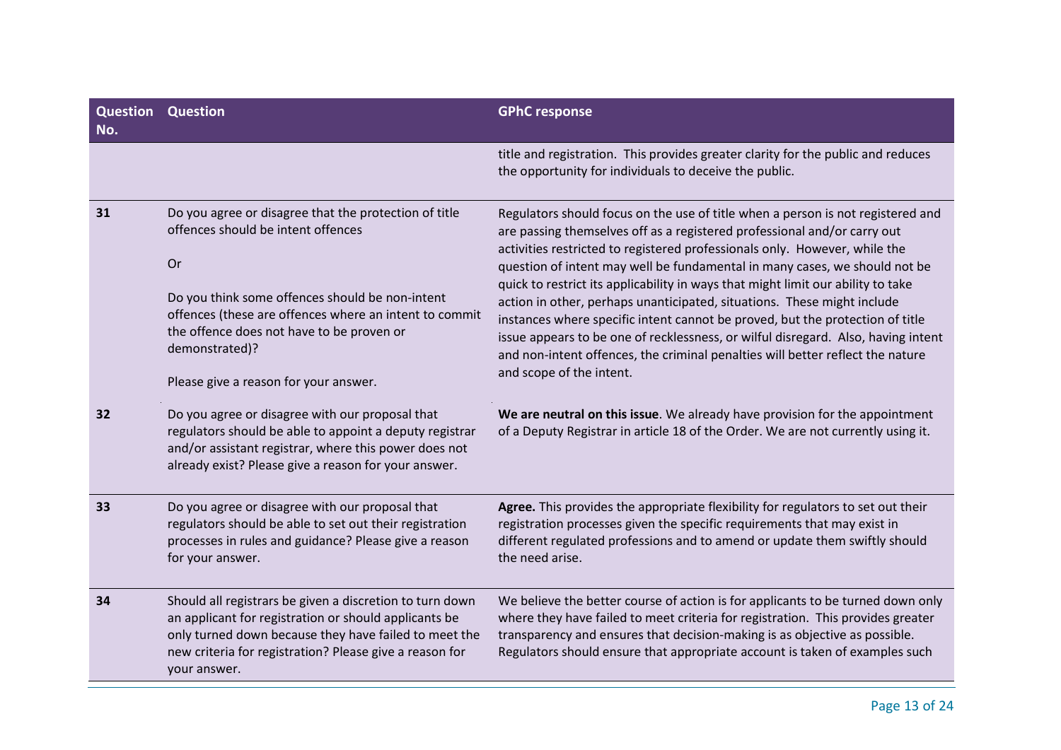| Question No. | Question | GPhC response |
|---|---|---|
| | | title and registration. This provides greater clarity for the public and reduces the opportunity for individuals to deceive the public. |
| 31 | Do you agree or disagree that the protection of title offences should be intent offences<br><br>Or<br><br>Do you think some offences should be non-intent offences (these are offences where an intent to commit the offence does not have to be proven or demonstrated)?<br><br>Please give a reason for your answer. | Regulators should focus on the use of title when a person is not registered and are passing themselves off as a registered professional and/or carry out activities restricted to registered professionals only. However, while the question of intent may well be fundamental in many cases, we should not be quick to restrict its applicability in ways that might limit our ability to take action in other, perhaps unanticipated, situations. These might include instances where specific intent cannot be proved, but the protection of title issue appears to be one of recklessness, or wilful disregard. Also, having intent and non-intent offences, the criminal penalties will better reflect the nature and scope of the intent. |
| 32 | Do you agree or disagree with our proposal that regulators should be able to appoint a deputy registrar and/or assistant registrar, where this power does not already exist? Please give a reason for your answer. | **We are neutral on this issue**. We already have provision for the appointment of a Deputy Registrar in article 18 of the Order. We are not currently using it. |
| 33 | Do you agree or disagree with our proposal that regulators should be able to set out their registration processes in rules and guidance? Please give a reason for your answer. | **Agree.** This provides the appropriate flexibility for regulators to set out their registration processes given the specific requirements that may exist in different regulated professions and to amend or update them swiftly should the need arise. |
| 34 | Should all registrars be given a discretion to turn down an applicant for registration or should applicants be only turned down because they have failed to meet the new criteria for registration? Please give a reason for your answer. | We believe the better course of action is for applicants to be turned down only where they have failed to meet criteria for registration. This provides greater transparency and ensures that decision-making is as objective as possible. Regulators should ensure that appropriate account is taken of examples such |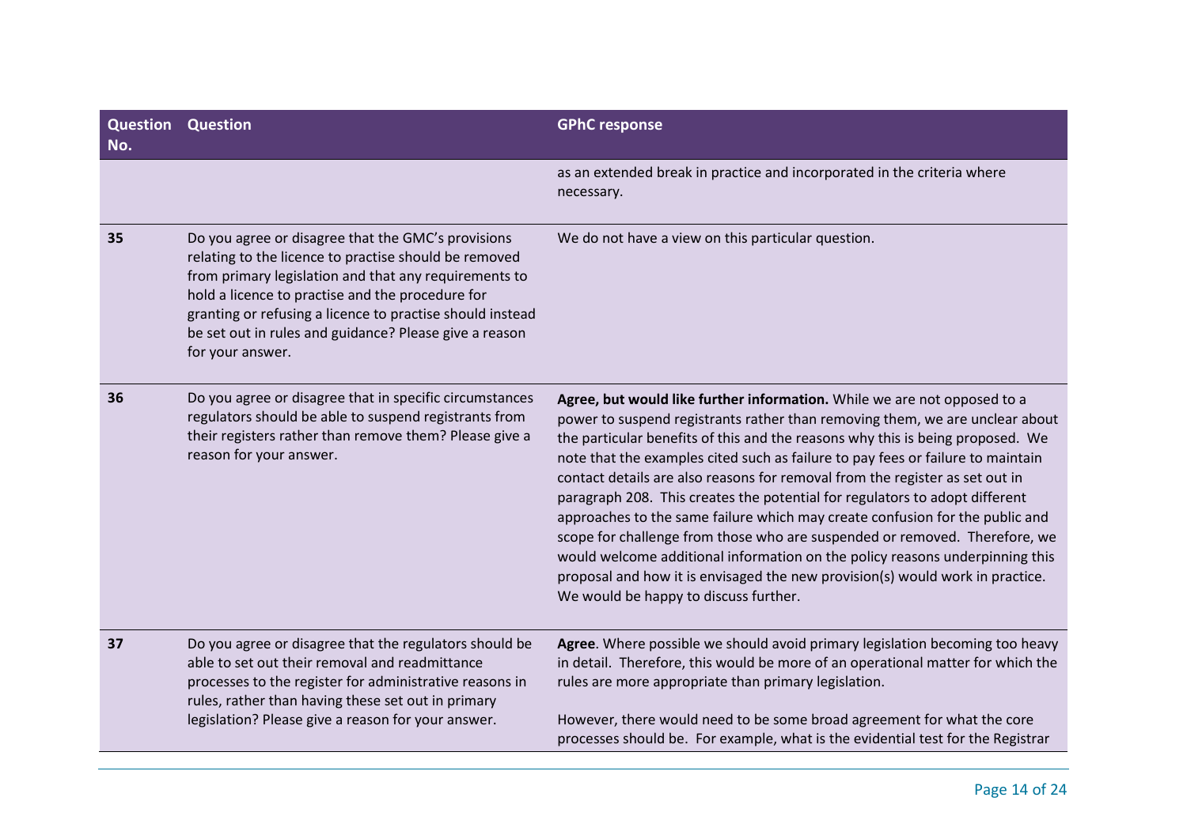| Question No. | Question | GPhC response |
|---|---|---|
| | | as an extended break in practice and incorporated in the criteria where necessary. |
| **35** | Do you agree or disagree that the GMC's provisions relating to the licence to practise should be removed from primary legislation and that any requirements to hold a licence to practise and the procedure for granting or refusing a licence to practise should instead be set out in rules and guidance? Please give a reason for your answer. | We do not have a view on this particular question. |
| **36** | Do you agree or disagree that in specific circumstances regulators should be able to suspend registrants from their registers rather than remove them? Please give a reason for your answer. | **Agree, but would like further information.** While we are not opposed to a power to suspend registrants rather than removing them, we are unclear about the particular benefits of this and the reasons why this is being proposed. We note that the examples cited such as failure to pay fees or failure to maintain contact details are also reasons for removal from the register as set out in paragraph 208. This creates the potential for regulators to adopt different approaches to the same failure which may create confusion for the public and scope for challenge from those who are suspended or removed. Therefore, we would welcome additional information on the policy reasons underpinning this proposal and how it is envisaged the new provision(s) would work in practice. We would be happy to discuss further. |
| **37** | Do you agree or disagree that the regulators should be able to set out their removal and readmittance processes to the register for administrative reasons in rules, rather than having these set out in primary legislation? Please give a reason for your answer. | **Agree**. Where possible we should avoid primary legislation becoming too heavy in detail. Therefore, this would be more of an operational matter for which the rules are more appropriate than primary legislation.<br><br>However, there would need to be some broad agreement for what the core processes should be. For example, what is the evidential test for the Registrar |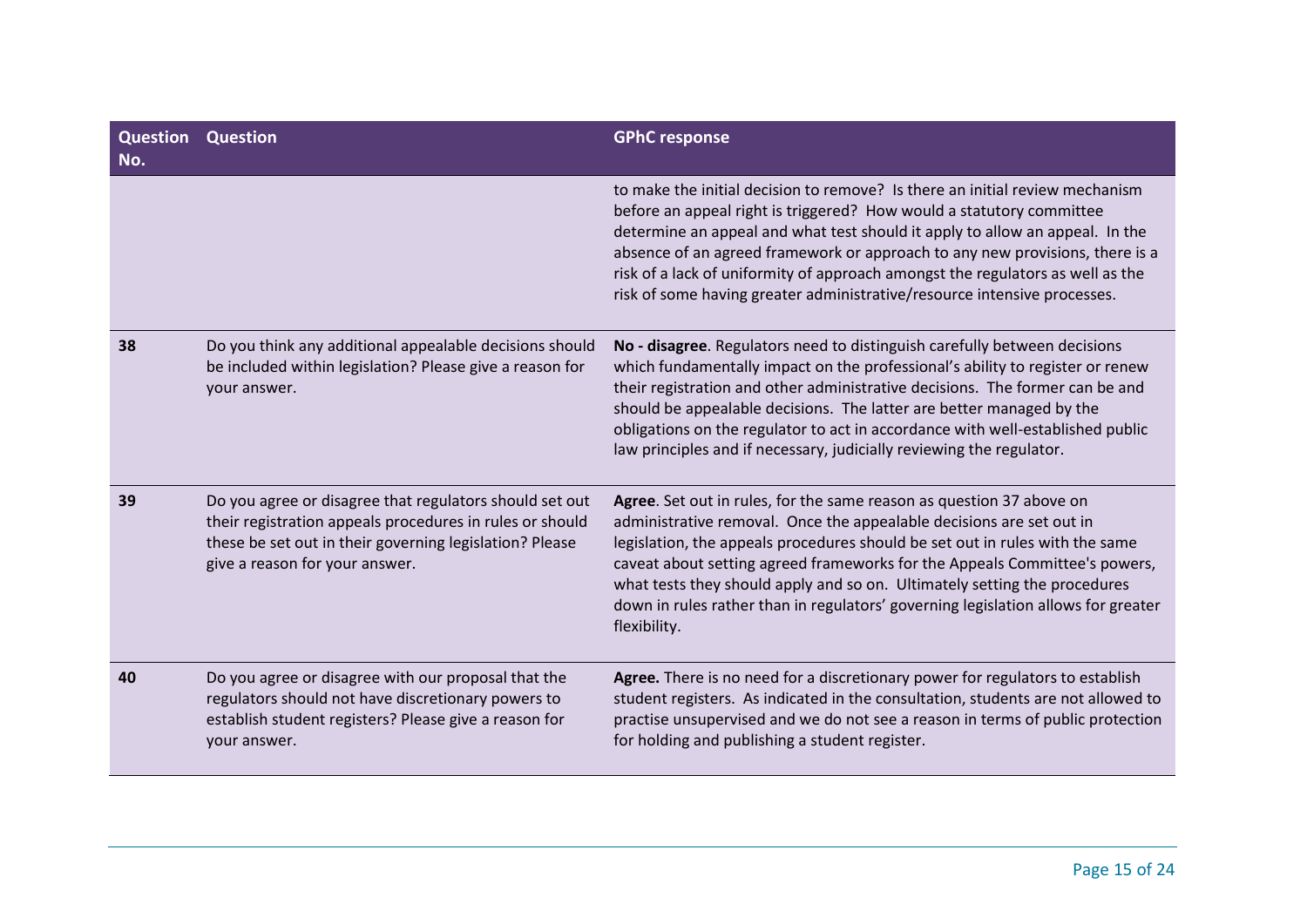| Question No. | Question | GPhC response |
|---|---|---|
| | | to make the initial decision to remove? Is there an initial review mechanism before an appeal right is triggered? How would a statutory committee determine an appeal and what test should it apply to allow an appeal. In the absence of an agreed framework or approach to any new provisions, there is a risk of a lack of uniformity of approach amongst the regulators as well as the risk of some having greater administrative/resource intensive processes. |
| **38** | Do you think any additional appealable decisions should be included within legislation? Please give a reason for your answer. | **No - disagree**. Regulators need to distinguish carefully between decisions which fundamentally impact on the professional's ability to register or renew their registration and other administrative decisions. The former can be and should be appealable decisions. The latter are better managed by the obligations on the regulator to act in accordance with well-established public law principles and if necessary, judicially reviewing the regulator. |
| **39** | Do you agree or disagree that regulators should set out their registration appeals procedures in rules or should these be set out in their governing legislation? Please give a reason for your answer. | **Agree**. Set out in rules, for the same reason as question 37 above on administrative removal. Once the appealable decisions are set out in legislation, the appeals procedures should be set out in rules with the same caveat about setting agreed frameworks for the Appeals Committee's powers, what tests they should apply and so on. Ultimately setting the procedures down in rules rather than in regulators' governing legislation allows for greater flexibility. |
| **40** | Do you agree or disagree with our proposal that the regulators should not have discretionary powers to establish student registers? Please give a reason for your answer. | **Agree.** There is no need for a discretionary power for regulators to establish student registers. As indicated in the consultation, students are not allowed to practise unsupervised and we do not see a reason in terms of public protection for holding and publishing a student register. |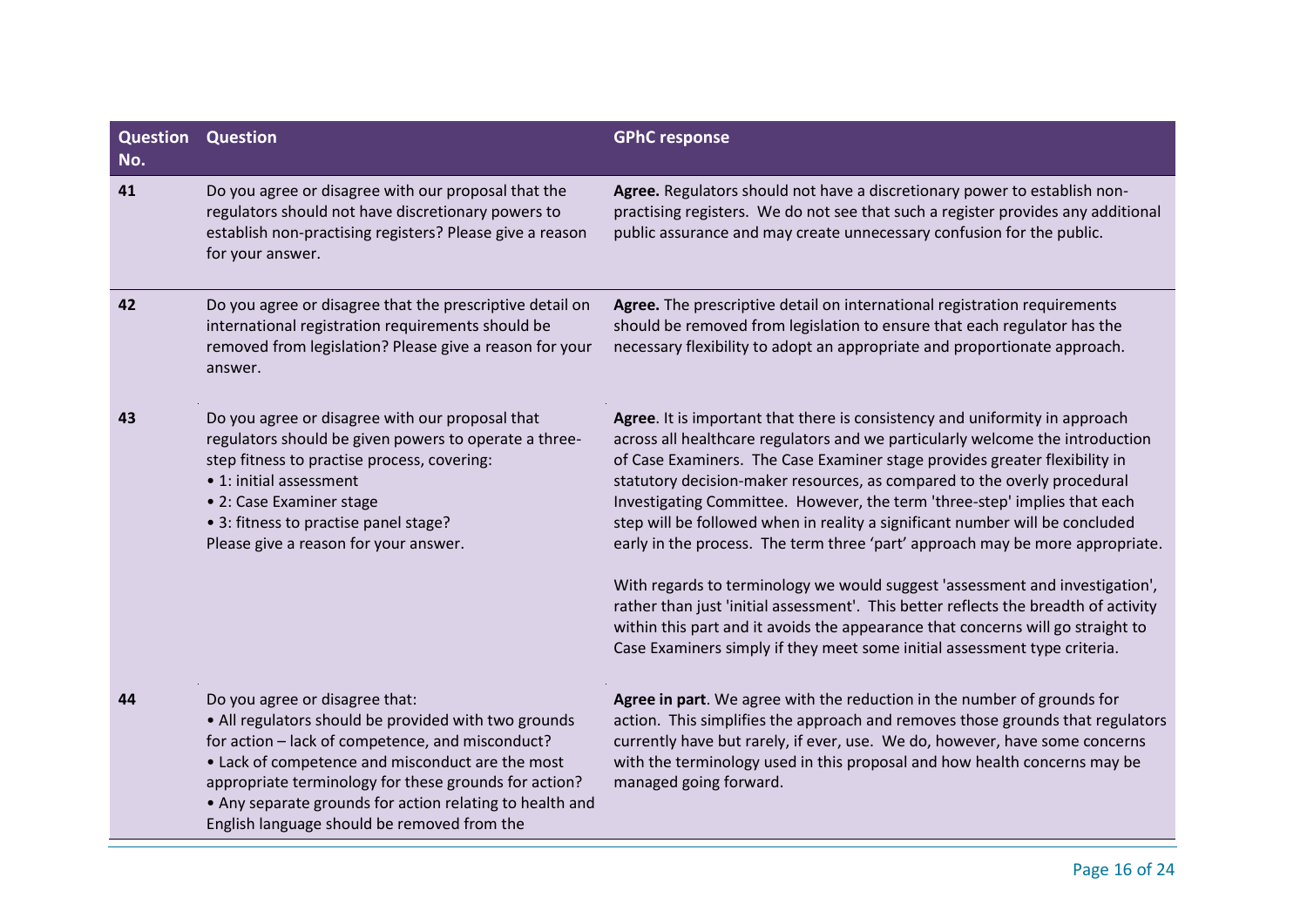| Question No. | Question | GPhC response |
|---|---|---|
| **41** | Do you agree or disagree with our proposal that the regulators should not have discretionary powers to establish non-practising registers? Please give a reason for your answer. | **Agree.** Regulators should not have a discretionary power to establish non-practising registers. We do not see that such a register provides any additional public assurance and may create unnecessary confusion for the public. |
| **42** | Do you agree or disagree that the prescriptive detail on international registration requirements should be removed from legislation? Please give a reason for your answer. | **Agree.** The prescriptive detail on international registration requirements should be removed from legislation to ensure that each regulator has the necessary flexibility to adopt an appropriate and proportionate approach. |
| **43** | Do you agree or disagree with our proposal that regulators should be given powers to operate a three-step fitness to practise process, covering:<br>• 1: initial assessment<br>• 2: Case Examiner stage<br>• 3: fitness to practise panel stage?<br>Please give a reason for your answer. | **Agree**. It is important that there is consistency and uniformity in approach across all healthcare regulators and we particularly welcome the introduction of Case Examiners. The Case Examiner stage provides greater flexibility in statutory decision-maker resources, as compared to the overly procedural Investigating Committee. However, the term 'three-step' implies that each step will be followed when in reality a significant number will be concluded early in the process. The term three 'part' approach may be more appropriate.<br><br>With regards to terminology we would suggest 'assessment and investigation', rather than just 'initial assessment'. This better reflects the breadth of activity within this part and it avoids the appearance that concerns will go straight to Case Examiners simply if they meet some initial assessment type criteria. |
| **44** | Do you agree or disagree that:<br>• All regulators should be provided with two grounds for action – lack of competence, and misconduct?<br>• Lack of competence and misconduct are the most appropriate terminology for these grounds for action?<br>• Any separate grounds for action relating to health and English language should be removed from the | **Agree in part**. We agree with the reduction in the number of grounds for action. This simplifies the approach and removes those grounds that regulators currently have but rarely, if ever, use. We do, however, have some concerns with the terminology used in this proposal and how health concerns may be managed going forward. |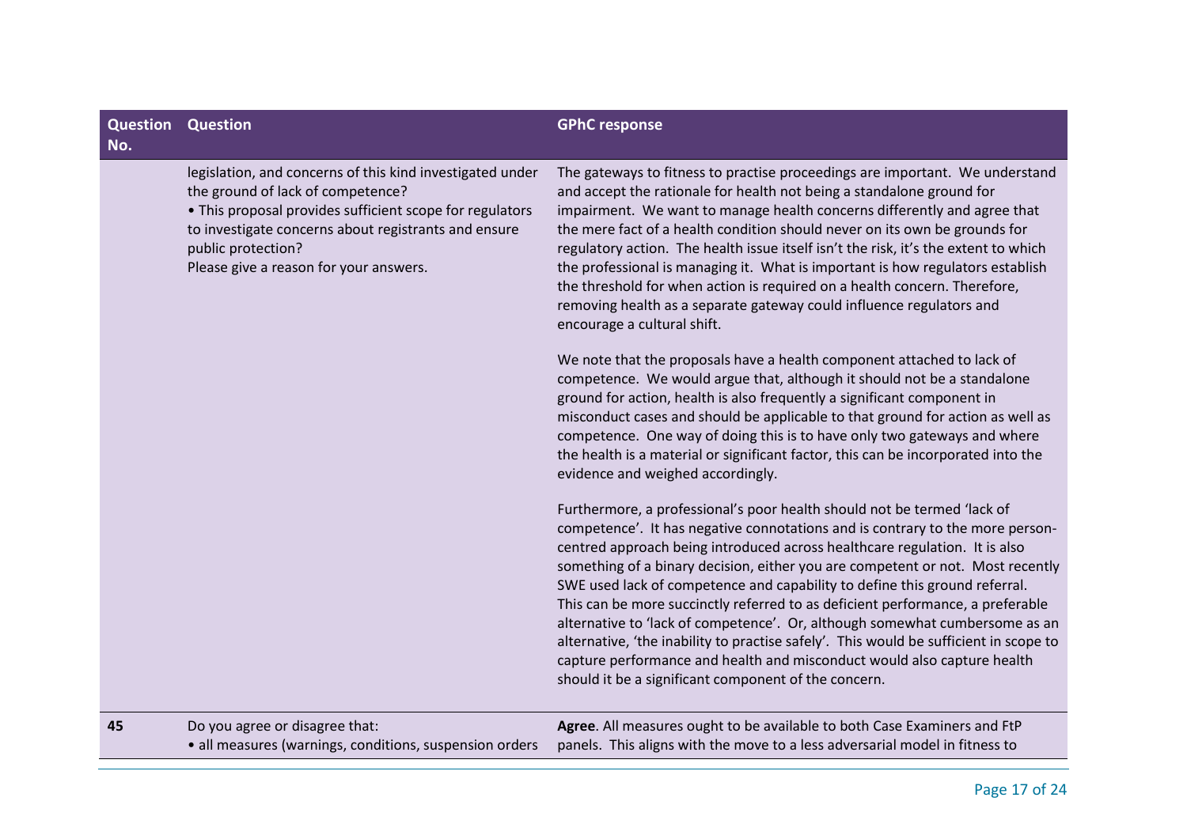| Question No. | Question | GPhC response |
|---|---|---|
| | legislation, and concerns of this kind investigated under the ground of lack of competence?<br>• This proposal provides sufficient scope for regulators to investigate concerns about registrants and ensure public protection?<br>Please give a reason for your answers. | The gateways to fitness to practise proceedings are important. We understand and accept the rationale for health not being a standalone ground for impairment. We want to manage health concerns differently and agree that the mere fact of a health condition should never on its own be grounds for regulatory action. The health issue itself isn't the risk, it's the extent to which the professional is managing it. What is important is how regulators establish the threshold for when action is required on a health concern. Therefore, removing health as a separate gateway could influence regulators and encourage a cultural shift.<br><br>We note that the proposals have a health component attached to lack of competence. We would argue that, although it should not be a standalone ground for action, health is also frequently a significant component in misconduct cases and should be applicable to that ground for action as well as competence. One way of doing this is to have only two gateways and where the health is a material or significant factor, this can be incorporated into the evidence and weighed accordingly.<br><br>Furthermore, a professional's poor health should not be termed 'lack of competence'. It has negative connotations and is contrary to the more person-centred approach being introduced across healthcare regulation. It is also something of a binary decision, either you are competent or not. Most recently SWE used lack of competence and capability to define this ground referral. This can be more succinctly referred to as deficient performance, a preferable alternative to 'lack of competence'. Or, although somewhat cumbersome as an alternative, 'the inability to practise safely'. This would be sufficient in scope to capture performance and health and misconduct would also capture health should it be a significant component of the concern. |
| **45** | Do you agree or disagree that:<br>• all measures (warnings, conditions, suspension orders | **Agree**. All measures ought to be available to both Case Examiners and FtP panels. This aligns with the move to a less adversarial model in fitness to |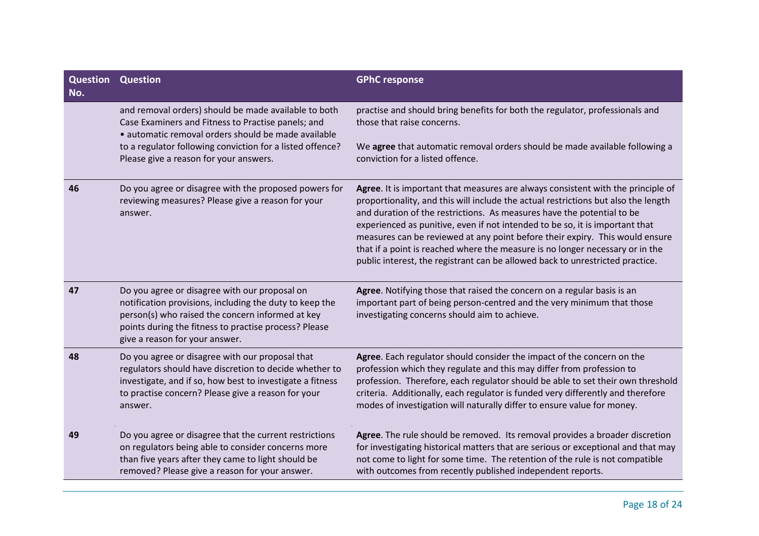| Question No. | Question | GPhC response |
|---|---|---|
| | and removal orders) should be made available to both Case Examiners and Fitness to Practise panels; and<br>• automatic removal orders should be made available to a regulator following conviction for a listed offence? Please give a reason for your answers. | practise and should bring benefits for both the regulator, professionals and those that raise concerns.<br><br>We **agree** that automatic removal orders should be made available following a conviction for a listed offence. |
| **46** | Do you agree or disagree with the proposed powers for reviewing measures? Please give a reason for your answer. | **Agree**. It is important that measures are always consistent with the principle of proportionality, and this will include the actual restrictions but also the length and duration of the restrictions. As measures have the potential to be experienced as punitive, even if not intended to be so, it is important that measures can be reviewed at any point before their expiry. This would ensure that if a point is reached where the measure is no longer necessary or in the public interest, the registrant can be allowed back to unrestricted practice. |
| **47** | Do you agree or disagree with our proposal on notification provisions, including the duty to keep the person(s) who raised the concern informed at key points during the fitness to practise process? Please give a reason for your answer. | **Agree**. Notifying those that raised the concern on a regular basis is an important part of being person-centred and the very minimum that those investigating concerns should aim to achieve. |
| **48** | Do you agree or disagree with our proposal that regulators should have discretion to decide whether to investigate, and if so, how best to investigate a fitness to practise concern? Please give a reason for your answer. | **Agree**. Each regulator should consider the impact of the concern on the profession which they regulate and this may differ from profession to profession. Therefore, each regulator should be able to set their own threshold criteria. Additionally, each regulator is funded very differently and therefore modes of investigation will naturally differ to ensure value for money. |
| **49** | Do you agree or disagree that the current restrictions on regulators being able to consider concerns more than five years after they came to light should be removed? Please give a reason for your answer. | **Agree**. The rule should be removed. Its removal provides a broader discretion for investigating historical matters that are serious or exceptional and that may not come to light for some time. The retention of the rule is not compatible with outcomes from recently published independent reports. |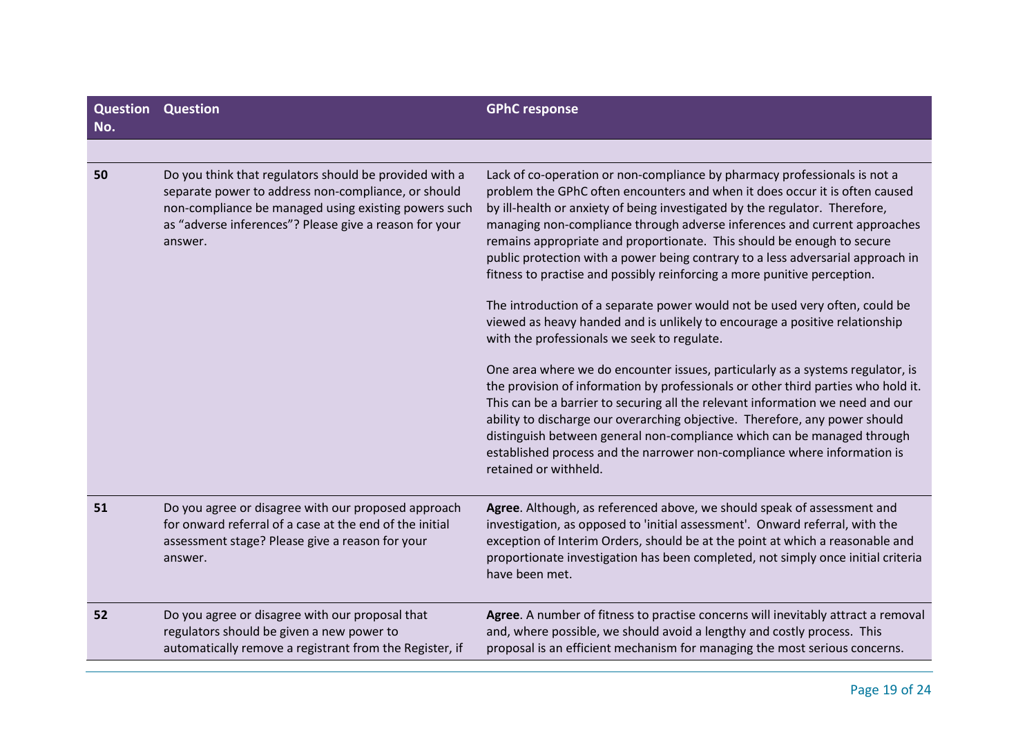| Question No. | Question | GPhC response |
|---|---|---|
| | | |
| 50 | Do you think that regulators should be provided with a separate power to address non-compliance, or should non-compliance be managed using existing powers such as "adverse inferences"? Please give a reason for your answer. | Lack of co-operation or non-compliance by pharmacy professionals is not a problem the GPhC often encounters and when it does occur it is often caused by ill-health or anxiety of being investigated by the regulator. Therefore, managing non-compliance through adverse inferences and current approaches remains appropriate and proportionate. This should be enough to secure public protection with a power being contrary to a less adversarial approach in fitness to practise and possibly reinforcing a more punitive perception.<br><br>The introduction of a separate power would not be used very often, could be viewed as heavy handed and is unlikely to encourage a positive relationship with the professionals we seek to regulate.<br><br>One area where we do encounter issues, particularly as a systems regulator, is the provision of information by professionals or other third parties who hold it. This can be a barrier to securing all the relevant information we need and our ability to discharge our overarching objective. Therefore, any power should distinguish between general non-compliance which can be managed through established process and the narrower non-compliance where information is retained or withheld. |
| 51 | Do you agree or disagree with our proposed approach for onward referral of a case at the end of the initial assessment stage? Please give a reason for your answer. | **Agree**. Although, as referenced above, we should speak of assessment and investigation, as opposed to 'initial assessment'. Onward referral, with the exception of Interim Orders, should be at the point at which a reasonable and proportionate investigation has been completed, not simply once initial criteria have been met. |
| 52 | Do you agree or disagree with our proposal that regulators should be given a new power to automatically remove a registrant from the Register, if | **Agree**. A number of fitness to practise concerns will inevitably attract a removal and, where possible, we should avoid a lengthy and costly process. This proposal is an efficient mechanism for managing the most serious concerns. |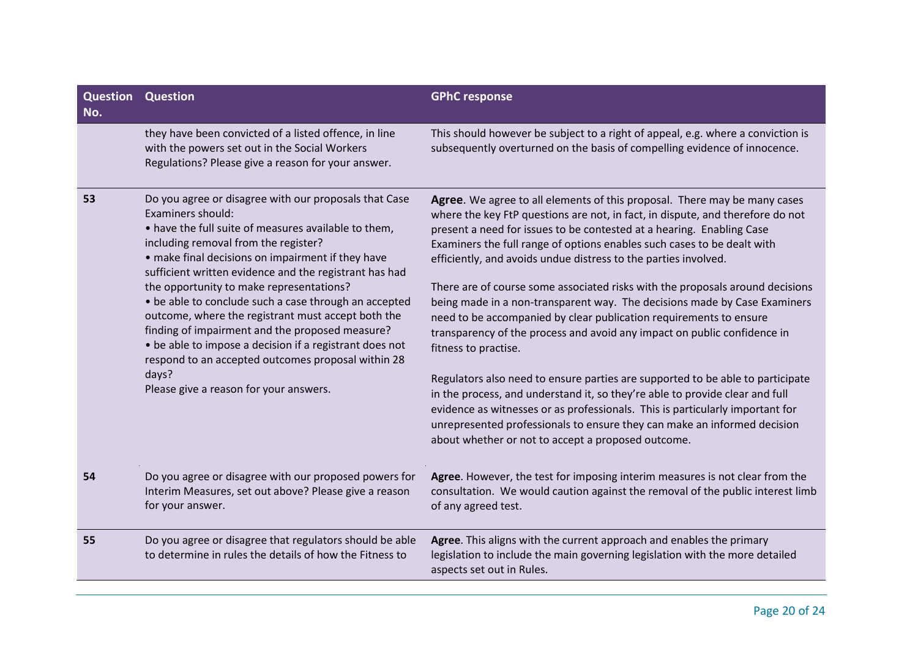| Question No. | Question | GPhC response |
| --- | --- | --- |
| | they have been convicted of a listed offence, in line with the powers set out in the Social Workers Regulations? Please give a reason for your answer. | This should however be subject to a right of appeal, e.g. where a conviction is subsequently overturned on the basis of compelling evidence of innocence. |
| **53** | Do you agree or disagree with our proposals that Case Examiners should:<br>• have the full suite of measures available to them, including removal from the register?<br>• make final decisions on impairment if they have sufficient written evidence and the registrant has had the opportunity to make representations?<br>• be able to conclude such a case through an accepted outcome, where the registrant must accept both the finding of impairment and the proposed measure?<br>• be able to impose a decision if a registrant does not respond to an accepted outcomes proposal within 28 days?<br>Please give a reason for your answers. | **Agree**. We agree to all elements of this proposal. There may be many cases where the key FtP questions are not, in fact, in dispute, and therefore do not present a need for issues to be contested at a hearing. Enabling Case Examiners the full range of options enables such cases to be dealt with efficiently, and avoids undue distress to the parties involved.<br><br>There are of course some associated risks with the proposals around decisions being made in a non-transparent way. The decisions made by Case Examiners need to be accompanied by clear publication requirements to ensure transparency of the process and avoid any impact on public confidence in fitness to practise.<br><br>Regulators also need to ensure parties are supported to be able to participate in the process, and understand it, so they're able to provide clear and full evidence as witnesses or as professionals. This is particularly important for unrepresented professionals to ensure they can make an informed decision about whether or not to accept a proposed outcome. |
| **54** | Do you agree or disagree with our proposed powers for Interim Measures, set out above? Please give a reason for your answer. | **Agree**. However, the test for imposing interim measures is not clear from the consultation. We would caution against the removal of the public interest limb of any agreed test. |
| **55** | Do you agree or disagree that regulators should be able to determine in rules the details of how the Fitness to | **Agree**. This aligns with the current approach and enables the primary legislation to include the main governing legislation with the more detailed aspects set out in Rules. |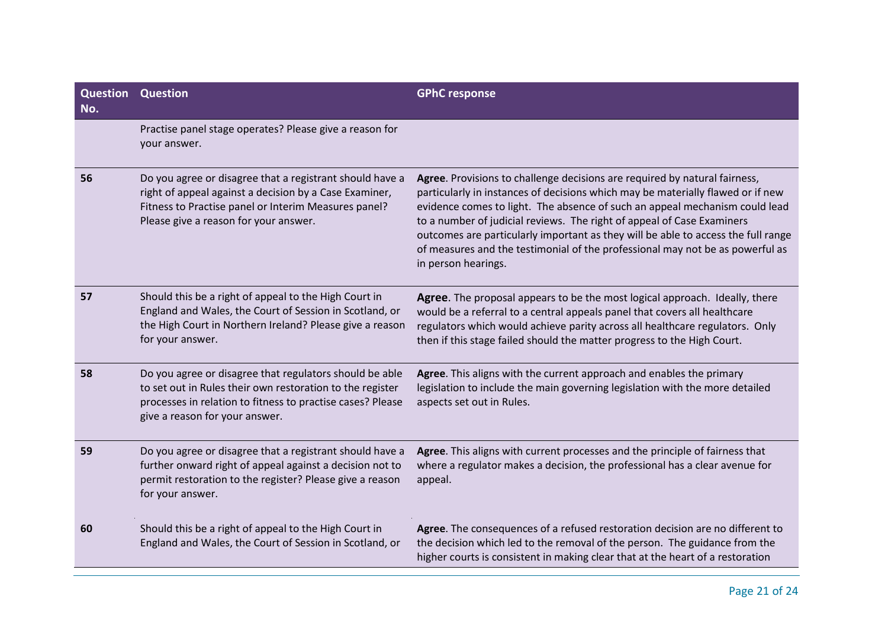| Question No. | Question | GPhC response |
|---|---|---|
| | Practise panel stage operates? Please give a reason for your answer. | |
| 56 | Do you agree or disagree that a registrant should have a right of appeal against a decision by a Case Examiner, Fitness to Practise panel or Interim Measures panel? Please give a reason for your answer. | **Agree**. Provisions to challenge decisions are required by natural fairness, particularly in instances of decisions which may be materially flawed or if new evidence comes to light. The absence of such an appeal mechanism could lead to a number of judicial reviews. The right of appeal of Case Examiners outcomes are particularly important as they will be able to access the full range of measures and the testimonial of the professional may not be as powerful as in person hearings. |
| 57 | Should this be a right of appeal to the High Court in England and Wales, the Court of Session in Scotland, or the High Court in Northern Ireland? Please give a reason for your answer. | **Agree**. The proposal appears to be the most logical approach. Ideally, there would be a referral to a central appeals panel that covers all healthcare regulators which would achieve parity across all healthcare regulators. Only then if this stage failed should the matter progress to the High Court. |
| 58 | Do you agree or disagree that regulators should be able to set out in Rules their own restoration to the register processes in relation to fitness to practise cases? Please give a reason for your answer. | **Agree**. This aligns with the current approach and enables the primary legislation to include the main governing legislation with the more detailed aspects set out in Rules. |
| 59 | Do you agree or disagree that a registrant should have a further onward right of appeal against a decision not to permit restoration to the register? Please give a reason for your answer. | **Agree**. This aligns with current processes and the principle of fairness that where a regulator makes a decision, the professional has a clear avenue for appeal. |
| 60 | Should this be a right of appeal to the High Court in England and Wales, the Court of Session in Scotland, or | **Agree**. The consequences of a refused restoration decision are no different to the decision which led to the removal of the person. The guidance from the higher courts is consistent in making clear that at the heart of a restoration |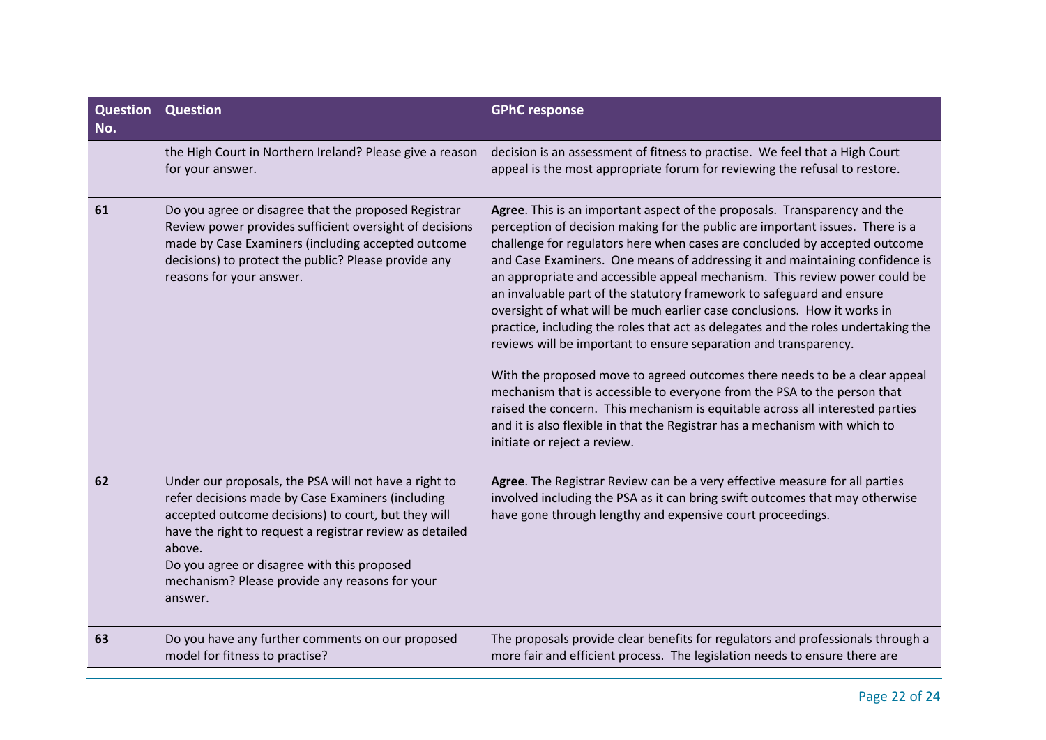| Question No. | Question | GPhC response |
|---|---|---|
| | the High Court in Northern Ireland? Please give a reason for your answer. | decision is an assessment of fitness to practise. We feel that a High Court appeal is the most appropriate forum for reviewing the refusal to restore. |
| 61 | Do you agree or disagree that the proposed Registrar Review power provides sufficient oversight of decisions made by Case Examiners (including accepted outcome decisions) to protect the public? Please provide any reasons for your answer. | **Agree**. This is an important aspect of the proposals. Transparency and the perception of decision making for the public are important issues. There is a challenge for regulators here when cases are concluded by accepted outcome and Case Examiners. One means of addressing it and maintaining confidence is an appropriate and accessible appeal mechanism. This review power could be an invaluable part of the statutory framework to safeguard and ensure oversight of what will be much earlier case conclusions. How it works in practice, including the roles that act as delegates and the roles undertaking the reviews will be important to ensure separation and transparency.<br><br>With the proposed move to agreed outcomes there needs to be a clear appeal mechanism that is accessible to everyone from the PSA to the person that raised the concern. This mechanism is equitable across all interested parties and it is also flexible in that the Registrar has a mechanism with which to initiate or reject a review. |
| 62 | Under our proposals, the PSA will not have a right to refer decisions made by Case Examiners (including accepted outcome decisions) to court, but they will have the right to request a registrar review as detailed above.<br>Do you agree or disagree with this proposed mechanism? Please provide any reasons for your answer. | **Agree**. The Registrar Review can be a very effective measure for all parties involved including the PSA as it can bring swift outcomes that may otherwise have gone through lengthy and expensive court proceedings. |
| 63 | Do you have any further comments on our proposed model for fitness to practise? | The proposals provide clear benefits for regulators and professionals through a more fair and efficient process. The legislation needs to ensure there are |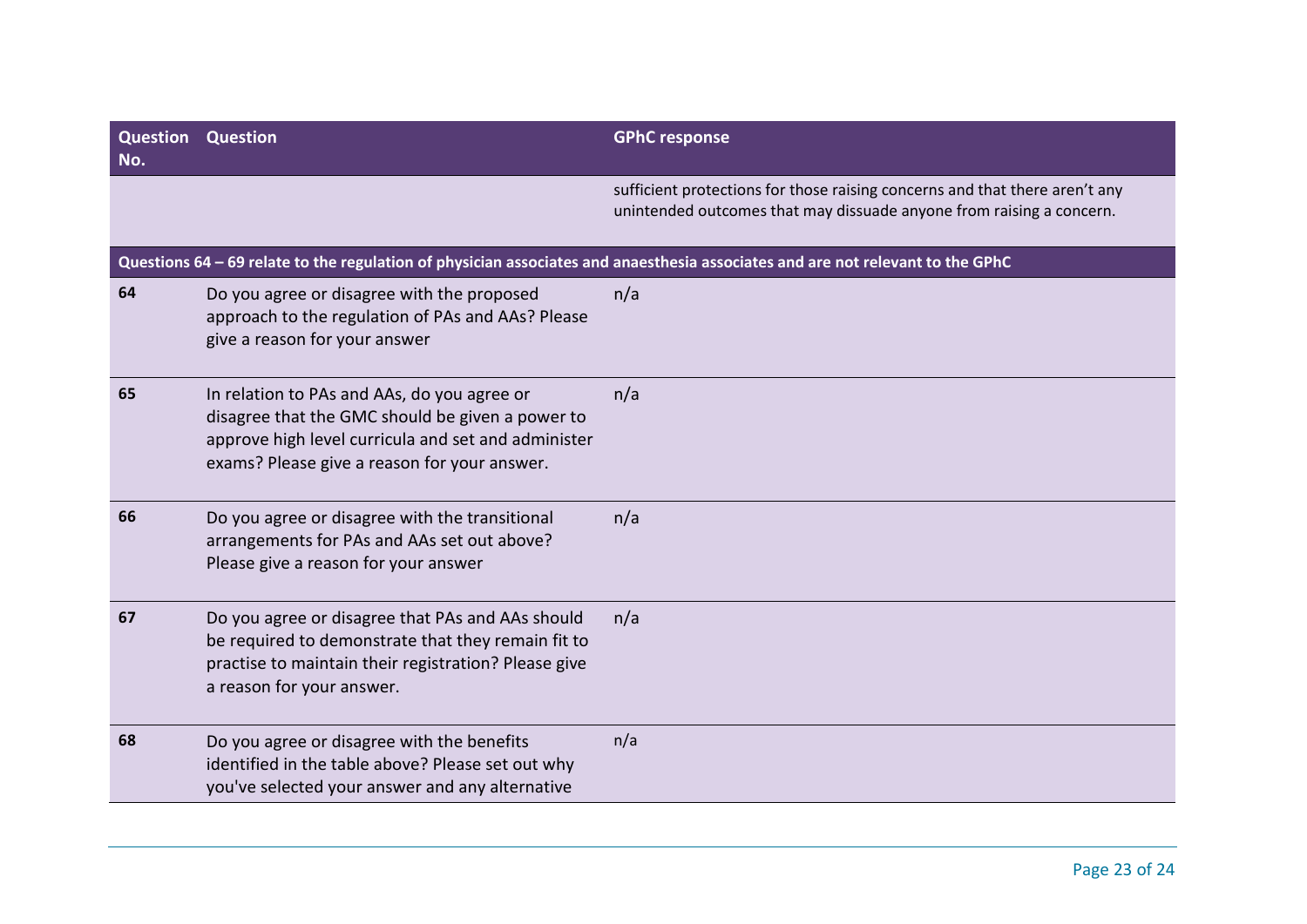| Question No. | Question | GPhC response |
|---|---|---|
| | | sufficient protections for those raising concerns and that there aren't any unintended outcomes that may dissuade anyone from raising a concern. |
| **Questions 64 – 69 relate to the regulation of physician associates and anaesthesia associates and are not relevant to the GPhC** | | |
| **64** | Do you agree or disagree with the proposed approach to the regulation of PAs and AAs? Please give a reason for your answer | n/a |
| **65** | In relation to PAs and AAs, do you agree or disagree that the GMC should be given a power to approve high level curricula and set and administer exams? Please give a reason for your answer. | n/a |
| **66** | Do you agree or disagree with the transitional arrangements for PAs and AAs set out above? Please give a reason for your answer | n/a |
| **67** | Do you agree or disagree that PAs and AAs should be required to demonstrate that they remain fit to practise to maintain their registration? Please give a reason for your answer. | n/a |
| **68** | Do you agree or disagree with the benefits identified in the table above? Please set out why you've selected your answer and any alternative | n/a |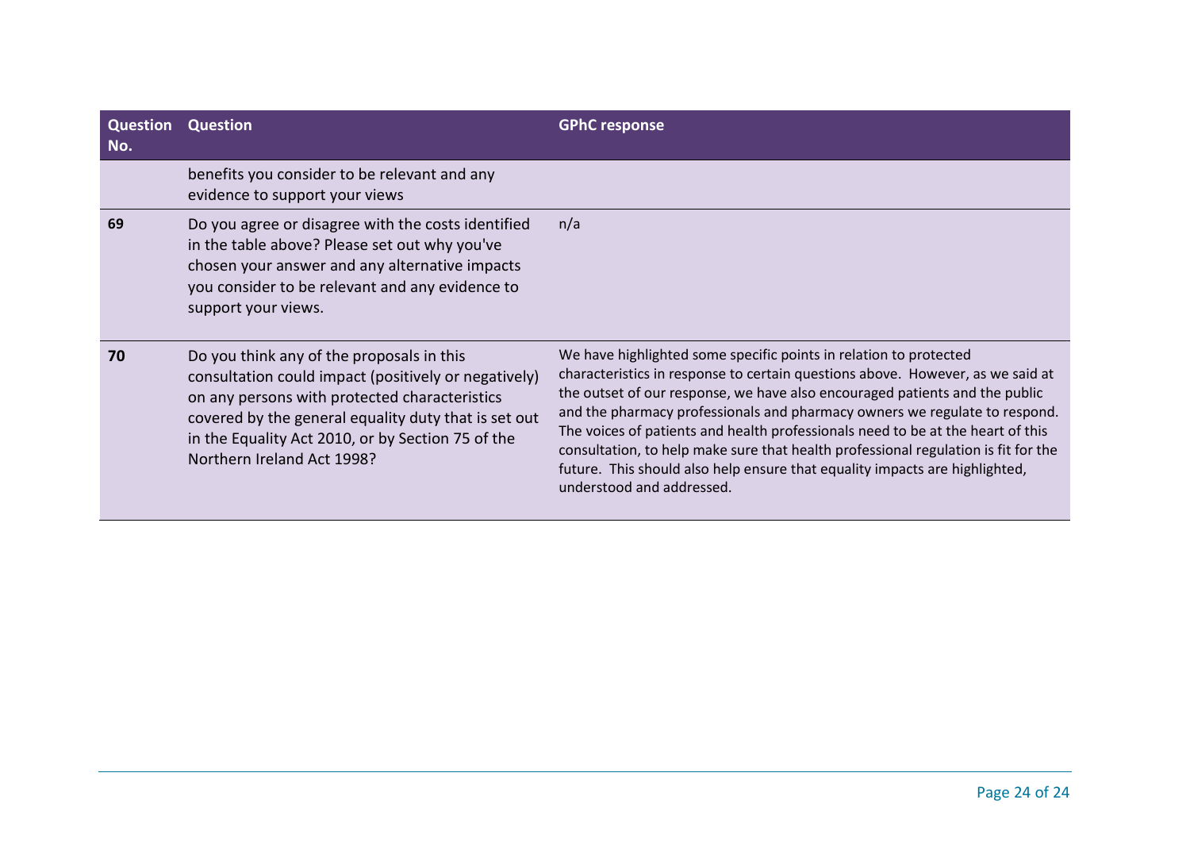| Question No. | Question | GPhC response |
|---|---|---|
| | benefits you consider to be relevant and any evidence to support your views | |
| **69** | Do you agree or disagree with the costs identified in the table above? Please set out why you've chosen your answer and any alternative impacts you consider to be relevant and any evidence to support your views. | n/a |
| **70** | Do you think any of the proposals in this consultation could impact (positively or negatively) on any persons with protected characteristics covered by the general equality duty that is set out in the Equality Act 2010, or by Section 75 of the Northern Ireland Act 1998? | We have highlighted some specific points in relation to protected characteristics in response to certain questions above. However, as we said at the outset of our response, we have also encouraged patients and the public and the pharmacy professionals and pharmacy owners we regulate to respond. The voices of patients and health professionals need to be at the heart of this consultation, to help make sure that health professional regulation is fit for the future. This should also help ensure that equality impacts are highlighted, understood and addressed. |